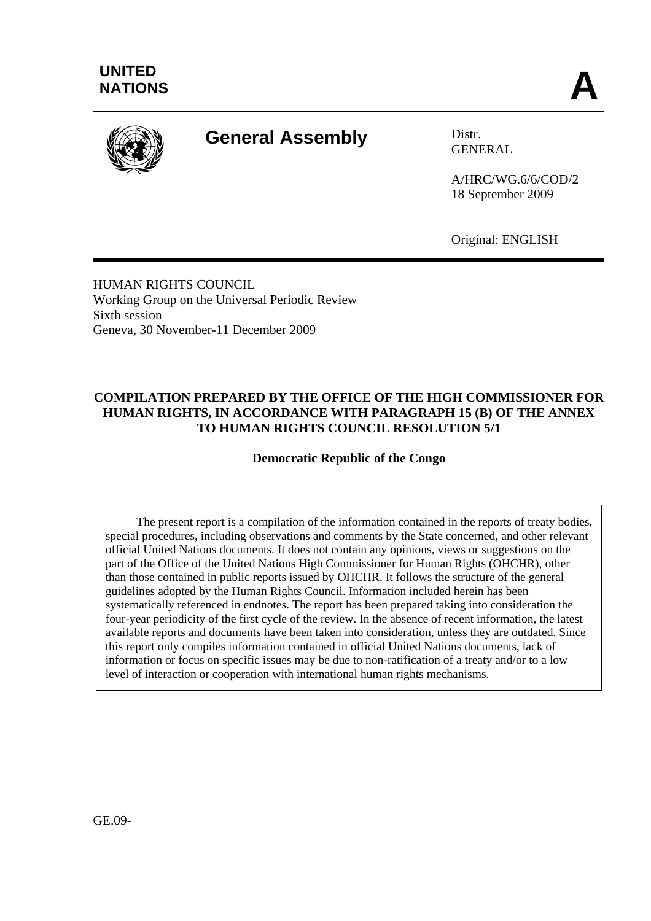**UNITED NATIONS**

**A**

# General Assembly

Distr.
GENERAL

A/HRC/WG.6/6/COD/2
18 September 2009

Original: ENGLISH

HUMAN RIGHTS COUNCIL
Working Group on the Universal Periodic Review
Sixth session
Geneva, 30 November-11 December 2009

**COMPILATION PREPARED BY THE OFFICE OF THE HIGH COMMISSIONER FOR HUMAN RIGHTS, IN ACCORDANCE WITH PARAGRAPH 15 (B) OF THE ANNEX TO HUMAN RIGHTS COUNCIL RESOLUTION 5/1**

**Democratic Republic of the Congo**

The present report is a compilation of the information contained in the reports of treaty bodies, special procedures, including observations and comments by the State concerned, and other relevant official United Nations documents. It does not contain any opinions, views or suggestions on the part of the Office of the United Nations High Commissioner for Human Rights (OHCHR), other than those contained in public reports issued by OHCHR. It follows the structure of the general guidelines adopted by the Human Rights Council. Information included herein has been systematically referenced in endnotes. The report has been prepared taking into consideration the four-year periodicity of the first cycle of the review. In the absence of recent information, the latest available reports and documents have been taken into consideration, unless they are outdated. Since this report only compiles information contained in official United Nations documents, lack of information or focus on specific issues may be due to non-ratification of a treaty and/or to a low level of interaction or cooperation with international human rights mechanisms.

GE.09-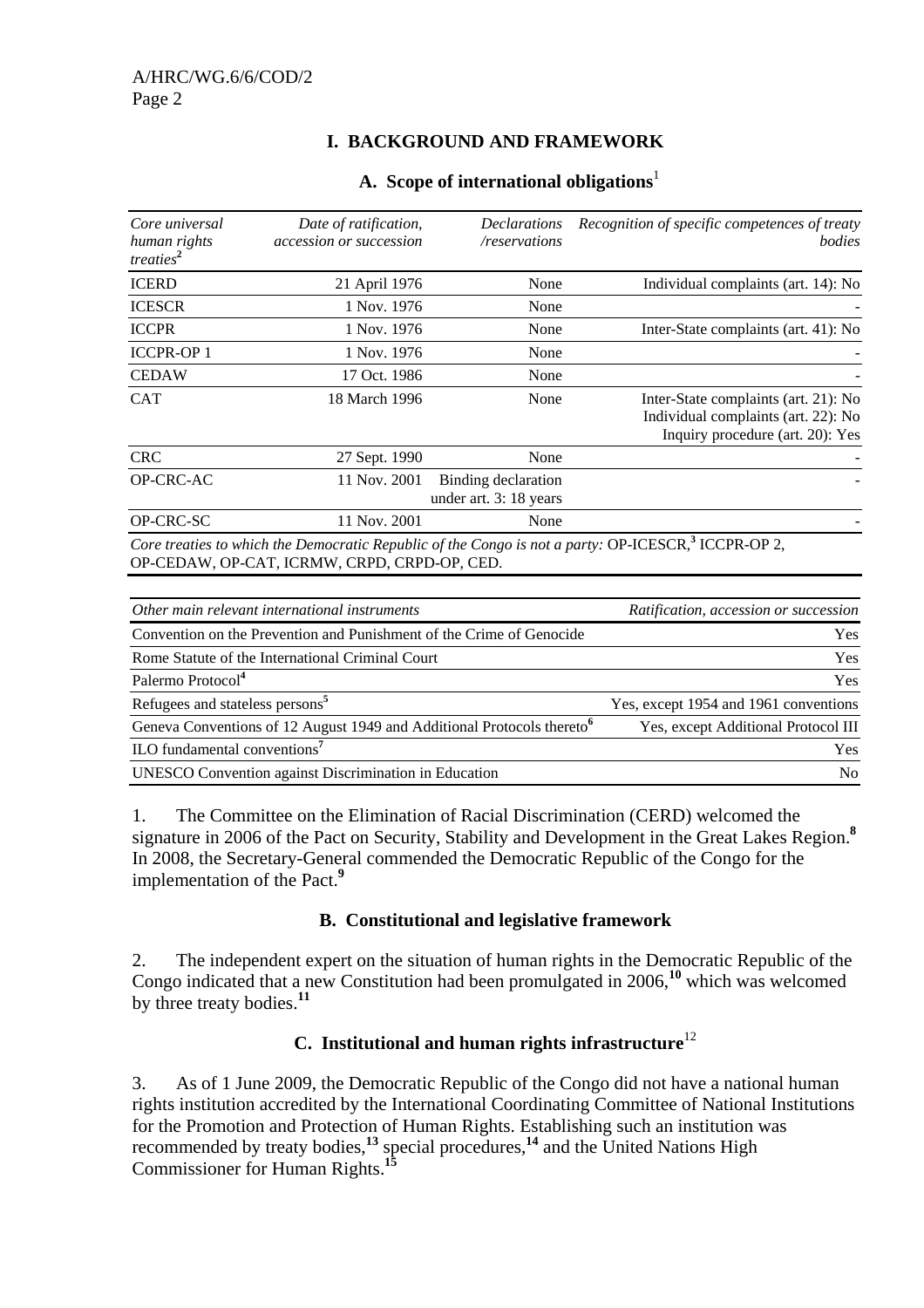## I. BACKGROUND AND FRAMEWORK

### A. Scope of international obligations[1]

| *Core universal human rights treaties*[2] | *Date of ratification, accession or succession* | *Declarations /reservations* | *Recognition of specific competences of treaty bodies* |
|---|---|---|---|
| ICERD | 21 April 1976 | None | Individual complaints (art. 14): No |
| ICESCR | 1 Nov. 1976 | None | - |
| ICCPR | 1 Nov. 1976 | None | Inter-State complaints (art. 41): No |
| ICCPR-OP 1 | 1 Nov. 1976 | None | - |
| CEDAW | 17 Oct. 1986 | None | - |
| CAT | 18 March 1996 | None | Inter-State complaints (art. 21): No<br>Individual complaints (art. 22): No<br>Inquiry procedure (art. 20): Yes |
| CRC | 27 Sept. 1990 | None | - |
| OP-CRC-AC | 11 Nov. 2001 | Binding declaration under art. 3: 18 years | - |
| OP-CRC-SC | 11 Nov. 2001 | None | - |

*Core treaties to which the Democratic Republic of the Congo is not a party:* OP-ICESCR,[3] ICCPR-OP 2, OP-CEDAW, OP-CAT, ICRMW, CRPD, CRPD-OP, CED.

| *Other main relevant international instruments* | *Ratification, accession or succession* |
|---|---|
| Convention on the Prevention and Punishment of the Crime of Genocide | Yes |
| Rome Statute of the International Criminal Court | Yes |
| Palermo Protocol[4] | Yes |
| Refugees and stateless persons[5] | Yes, except 1954 and 1961 conventions |
| Geneva Conventions of 12 August 1949 and Additional Protocols thereto[6] | Yes, except Additional Protocol III |
| ILO fundamental conventions[7] | Yes |
| UNESCO Convention against Discrimination in Education | No |

1. The Committee on the Elimination of Racial Discrimination (CERD) welcomed the signature in 2006 of the Pact on Security, Stability and Development in the Great Lakes Region.[8] In 2008, the Secretary-General commended the Democratic Republic of the Congo for the implementation of the Pact.[9]

### B. Constitutional and legislative framework

2. The independent expert on the situation of human rights in the Democratic Republic of the Congo indicated that a new Constitution had been promulgated in 2006,[10] which was welcomed by three treaty bodies.[11]

### C. Institutional and human rights infrastructure[12]

3. As of 1 June 2009, the Democratic Republic of the Congo did not have a national human rights institution accredited by the International Coordinating Committee of National Institutions for the Promotion and Protection of Human Rights. Establishing such an institution was recommended by treaty bodies,[13] special procedures,[14] and the United Nations High Commissioner for Human Rights.[15]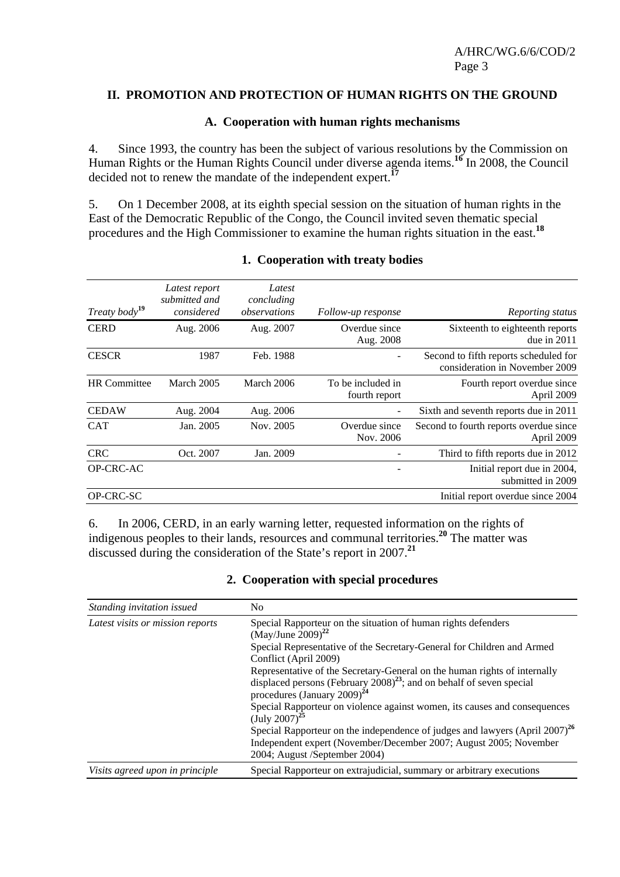## II. PROMOTION AND PROTECTION OF HUMAN RIGHTS ON THE GROUND

### A. Cooperation with human rights mechanisms

4. Since 1993, the country has been the subject of various resolutions by the Commission on Human Rights or the Human Rights Council under diverse agenda items.[16] In 2008, the Council decided not to renew the mandate of the independent expert.[17]

5. On 1 December 2008, at its eighth special session on the situation of human rights in the East of the Democratic Republic of the Congo, the Council invited seven thematic special procedures and the High Commissioner to examine the human rights situation in the east.[18]

#### 1. Cooperation with treaty bodies

| *Treaty body*[19] | *Latest report submitted and considered* | *Latest concluding observations* | *Follow-up response* | *Reporting status* |
|---|---|---|---|---|
| CERD | Aug. 2006 | Aug. 2007 | Overdue since Aug. 2008 | Sixteenth to eighteenth reports due in 2011 |
| CESCR | 1987 | Feb. 1988 | - | Second to fifth reports scheduled for consideration in November 2009 |
| HR Committee | March 2005 | March 2006 | To be included in fourth report | Fourth report overdue since April 2009 |
| CEDAW | Aug. 2004 | Aug. 2006 | - | Sixth and seventh reports due in 2011 |
| CAT | Jan. 2005 | Nov. 2005 | Overdue since Nov. 2006 | Second to fourth reports overdue since April 2009 |
| CRC | Oct. 2007 | Jan. 2009 | - | Third to fifth reports due in 2012 |
| OP-CRC-AC | | | - | Initial report due in 2004, submitted in 2009 |
| OP-CRC-SC | | | | Initial report overdue since 2004 |

6. In 2006, CERD, in an early warning letter, requested information on the rights of indigenous peoples to their lands, resources and communal territories.[20] The matter was discussed during the consideration of the State's report in 2007.[21]

#### 2. Cooperation with special procedures

| *Standing invitation issued* | No |
|---|---|
| *Latest visits or mission reports* | Special Rapporteur on the situation of human rights defenders (May/June 2009)[22]<br>Special Representative of the Secretary-General for Children and Armed Conflict (April 2009)<br>Representative of the Secretary-General on the human rights of internally displaced persons (February 2008)[23]; and on behalf of seven special procedures (January 2009)[24]<br>Special Rapporteur on violence against women, its causes and consequences (July 2007)[25]<br>Special Rapporteur on the independence of judges and lawyers (April 2007)[26]<br>Independent expert (November/December 2007; August 2005; November 2004; August /September 2004) |
| *Visits agreed upon in principle* | Special Rapporteur on extrajudicial, summary or arbitrary executions |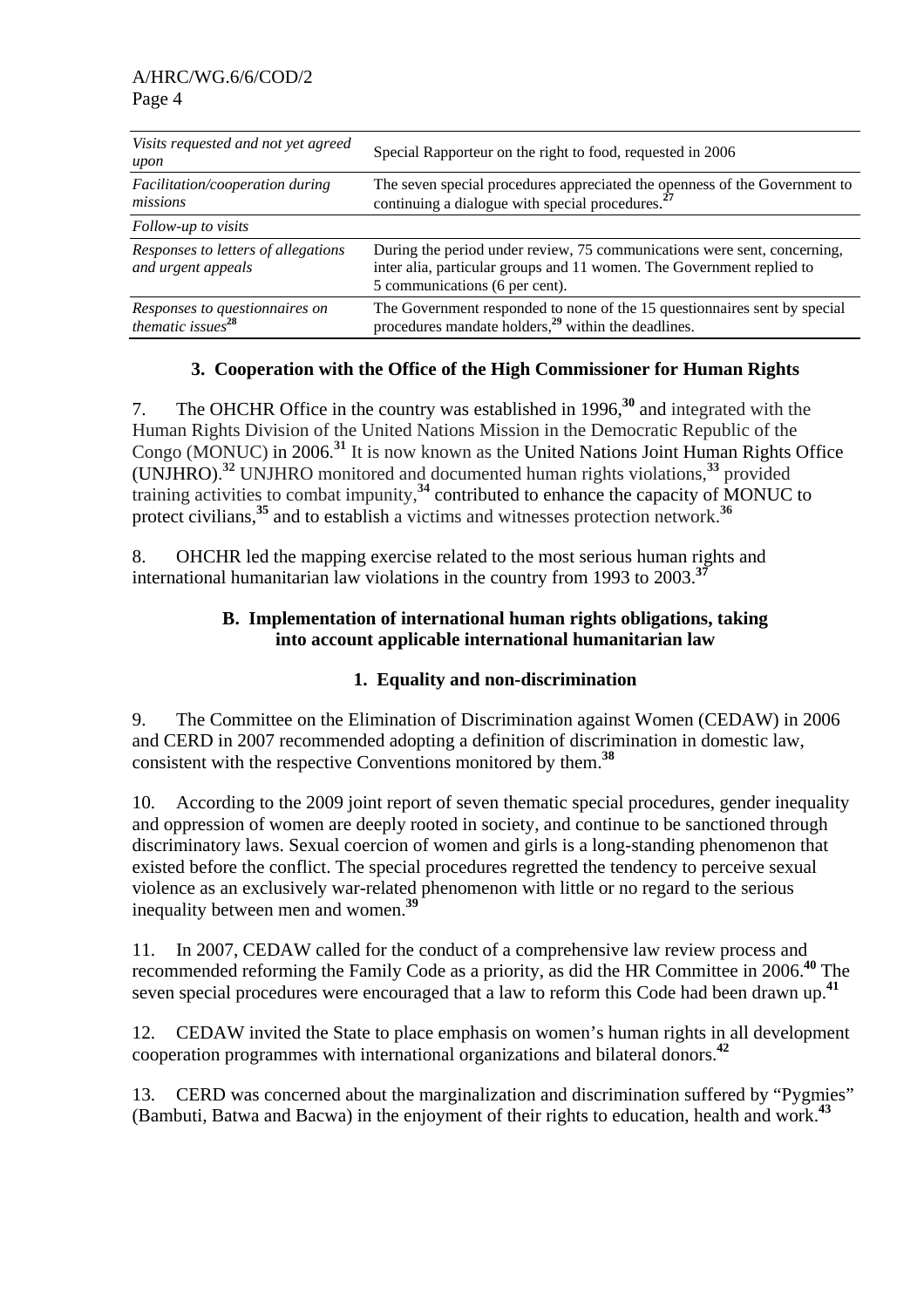| | |
|---|---|
| *Visits requested and not yet agreed upon* | Special Rapporteur on the right to food, requested in 2006 |
| *Facilitation/cooperation during missions* | The seven special procedures appreciated the openness of the Government to continuing a dialogue with special procedures.[27] |
| *Follow-up to visits* | |
| *Responses to letters of allegations and urgent appeals* | During the period under review, 75 communications were sent, concerning, inter alia, particular groups and 11 women. The Government replied to 5 communications (6 per cent). |
| *Responses to questionnaires on thematic issues*[28] | The Government responded to none of the 15 questionnaires sent by special procedures mandate holders,[29] within the deadlines. |

### 3. Cooperation with the Office of the High Commissioner for Human Rights

7. The OHCHR Office in the country was established in 1996,[30] and integrated with the Human Rights Division of the United Nations Mission in the Democratic Republic of the Congo (MONUC) in 2006.[31] It is now known as the United Nations Joint Human Rights Office (UNJHRO).[32] UNJHRO monitored and documented human rights violations,[33] provided training activities to combat impunity,[34] contributed to enhance the capacity of MONUC to protect civilians,[35] and to establish a victims and witnesses protection network.[36]

8. OHCHR led the mapping exercise related to the most serious human rights and international humanitarian law violations in the country from 1993 to 2003.[37]

## B. Implementation of international human rights obligations, taking into account applicable international humanitarian law

### 1. Equality and non-discrimination

9. The Committee on the Elimination of Discrimination against Women (CEDAW) in 2006 and CERD in 2007 recommended adopting a definition of discrimination in domestic law, consistent with the respective Conventions monitored by them.[38]

10. According to the 2009 joint report of seven thematic special procedures, gender inequality and oppression of women are deeply rooted in society, and continue to be sanctioned through discriminatory laws. Sexual coercion of women and girls is a long-standing phenomenon that existed before the conflict. The special procedures regretted the tendency to perceive sexual violence as an exclusively war-related phenomenon with little or no regard to the serious inequality between men and women.[39]

11. In 2007, CEDAW called for the conduct of a comprehensive law review process and recommended reforming the Family Code as a priority, as did the HR Committee in 2006.[40] The seven special procedures were encouraged that a law to reform this Code had been drawn up.[41]

12. CEDAW invited the State to place emphasis on women's human rights in all development cooperation programmes with international organizations and bilateral donors.[42]

13. CERD was concerned about the marginalization and discrimination suffered by "Pygmies" (Bambuti, Batwa and Bacwa) in the enjoyment of their rights to education, health and work.[43]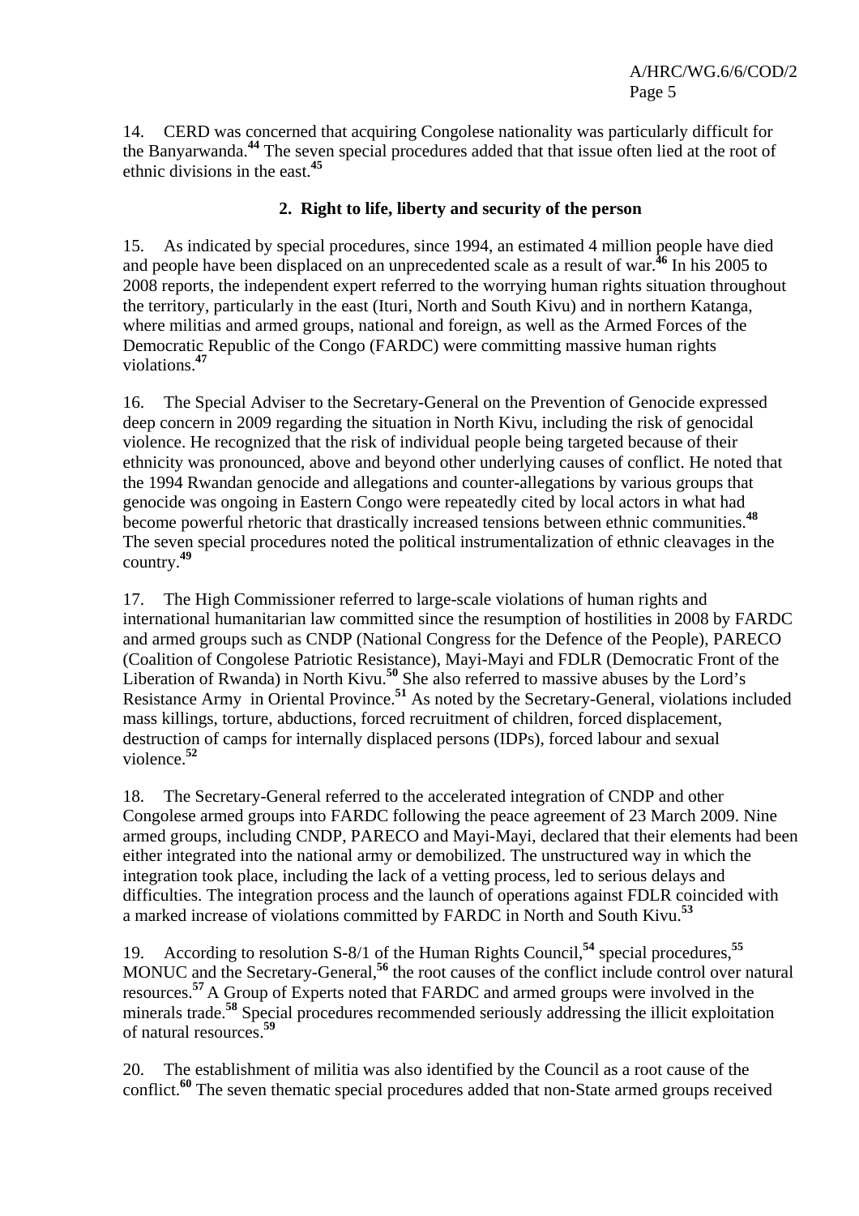14. CERD was concerned that acquiring Congolese nationality was particularly difficult for the Banyarwanda.[44] The seven special procedures added that that issue often lied at the root of ethnic divisions in the east.[45]

### 2. Right to life, liberty and security of the person

15. As indicated by special procedures, since 1994, an estimated 4 million people have died and people have been displaced on an unprecedented scale as a result of war.[46] In his 2005 to 2008 reports, the independent expert referred to the worrying human rights situation throughout the territory, particularly in the east (Ituri, North and South Kivu) and in northern Katanga, where militias and armed groups, national and foreign, as well as the Armed Forces of the Democratic Republic of the Congo (FARDC) were committing massive human rights violations.[47]

16. The Special Adviser to the Secretary-General on the Prevention of Genocide expressed deep concern in 2009 regarding the situation in North Kivu, including the risk of genocidal violence. He recognized that the risk of individual people being targeted because of their ethnicity was pronounced, above and beyond other underlying causes of conflict. He noted that the 1994 Rwandan genocide and allegations and counter-allegations by various groups that genocide was ongoing in Eastern Congo were repeatedly cited by local actors in what had become powerful rhetoric that drastically increased tensions between ethnic communities.[48] The seven special procedures noted the political instrumentalization of ethnic cleavages in the country.[49]

17. The High Commissioner referred to large-scale violations of human rights and international humanitarian law committed since the resumption of hostilities in 2008 by FARDC and armed groups such as CNDP (National Congress for the Defence of the People), PARECO (Coalition of Congolese Patriotic Resistance), Mayi-Mayi and FDLR (Democratic Front of the Liberation of Rwanda) in North Kivu.[50] She also referred to massive abuses by the Lord's Resistance Army in Oriental Province.[51] As noted by the Secretary-General, violations included mass killings, torture, abductions, forced recruitment of children, forced displacement, destruction of camps for internally displaced persons (IDPs), forced labour and sexual violence.[52]

18. The Secretary-General referred to the accelerated integration of CNDP and other Congolese armed groups into FARDC following the peace agreement of 23 March 2009. Nine armed groups, including CNDP, PARECO and Mayi-Mayi, declared that their elements had been either integrated into the national army or demobilized. The unstructured way in which the integration took place, including the lack of a vetting process, led to serious delays and difficulties. The integration process and the launch of operations against FDLR coincided with a marked increase of violations committed by FARDC in North and South Kivu.[53]

19. According to resolution S-8/1 of the Human Rights Council,[54] special procedures,[55] MONUC and the Secretary-General,[56] the root causes of the conflict include control over natural resources.[57] A Group of Experts noted that FARDC and armed groups were involved in the minerals trade.[58] Special procedures recommended seriously addressing the illicit exploitation of natural resources.[59]

20. The establishment of militia was also identified by the Council as a root cause of the conflict.[60] The seven thematic special procedures added that non-State armed groups received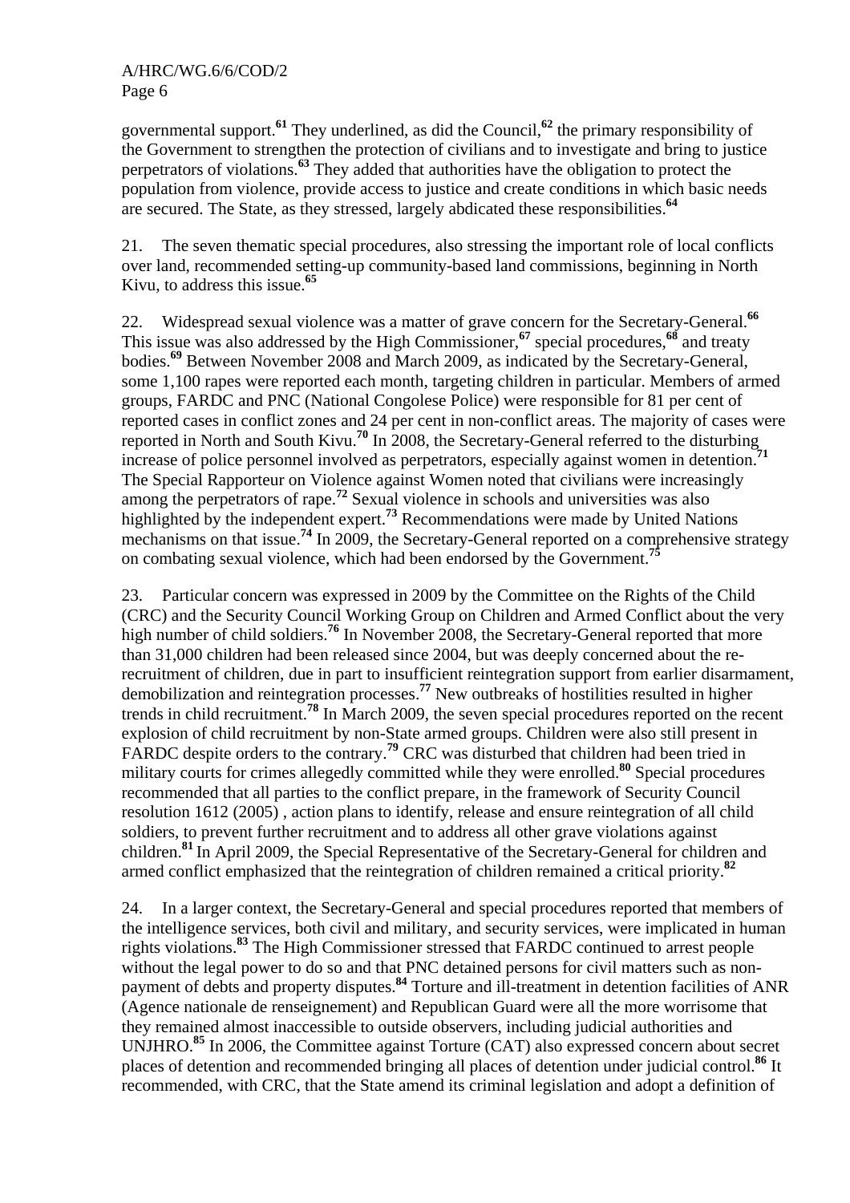governmental support.[61] They underlined, as did the Council,[62] the primary responsibility of the Government to strengthen the protection of civilians and to investigate and bring to justice perpetrators of violations.[63] They added that authorities have the obligation to protect the population from violence, provide access to justice and create conditions in which basic needs are secured. The State, as they stressed, largely abdicated these responsibilities.[64]

21. The seven thematic special procedures, also stressing the important role of local conflicts over land, recommended setting-up community-based land commissions, beginning in North Kivu, to address this issue.[65]

22. Widespread sexual violence was a matter of grave concern for the Secretary-General.[66] This issue was also addressed by the High Commissioner,[67] special procedures,[68] and treaty bodies.[69] Between November 2008 and March 2009, as indicated by the Secretary-General, some 1,100 rapes were reported each month, targeting children in particular. Members of armed groups, FARDC and PNC (National Congolese Police) were responsible for 81 per cent of reported cases in conflict zones and 24 per cent in non-conflict areas. The majority of cases were reported in North and South Kivu.[70] In 2008, the Secretary-General referred to the disturbing increase of police personnel involved as perpetrators, especially against women in detention.[71] The Special Rapporteur on Violence against Women noted that civilians were increasingly among the perpetrators of rape.[72] Sexual violence in schools and universities was also highlighted by the independent expert.[73] Recommendations were made by United Nations mechanisms on that issue.[74] In 2009, the Secretary-General reported on a comprehensive strategy on combating sexual violence, which had been endorsed by the Government.[75]

23. Particular concern was expressed in 2009 by the Committee on the Rights of the Child (CRC) and the Security Council Working Group on Children and Armed Conflict about the very high number of child soldiers.[76] In November 2008, the Secretary-General reported that more than 31,000 children had been released since 2004, but was deeply concerned about the re-recruitment of children, due in part to insufficient reintegration support from earlier disarmament, demobilization and reintegration processes.[77] New outbreaks of hostilities resulted in higher trends in child recruitment.[78] In March 2009, the seven special procedures reported on the recent explosion of child recruitment by non-State armed groups. Children were also still present in FARDC despite orders to the contrary.[79] CRC was disturbed that children had been tried in military courts for crimes allegedly committed while they were enrolled.[80] Special procedures recommended that all parties to the conflict prepare, in the framework of Security Council resolution 1612 (2005) , action plans to identify, release and ensure reintegration of all child soldiers, to prevent further recruitment and to address all other grave violations against children.[81] In April 2009, the Special Representative of the Secretary-General for children and armed conflict emphasized that the reintegration of children remained a critical priority.[82]

24. In a larger context, the Secretary-General and special procedures reported that members of the intelligence services, both civil and military, and security services, were implicated in human rights violations.[83] The High Commissioner stressed that FARDC continued to arrest people without the legal power to do so and that PNC detained persons for civil matters such as non-payment of debts and property disputes.[84] Torture and ill-treatment in detention facilities of ANR (Agence nationale de renseignement) and Republican Guard were all the more worrisome that they remained almost inaccessible to outside observers, including judicial authorities and UNJHRO.[85] In 2006, the Committee against Torture (CAT) also expressed concern about secret places of detention and recommended bringing all places of detention under judicial control.[86] It recommended, with CRC, that the State amend its criminal legislation and adopt a definition of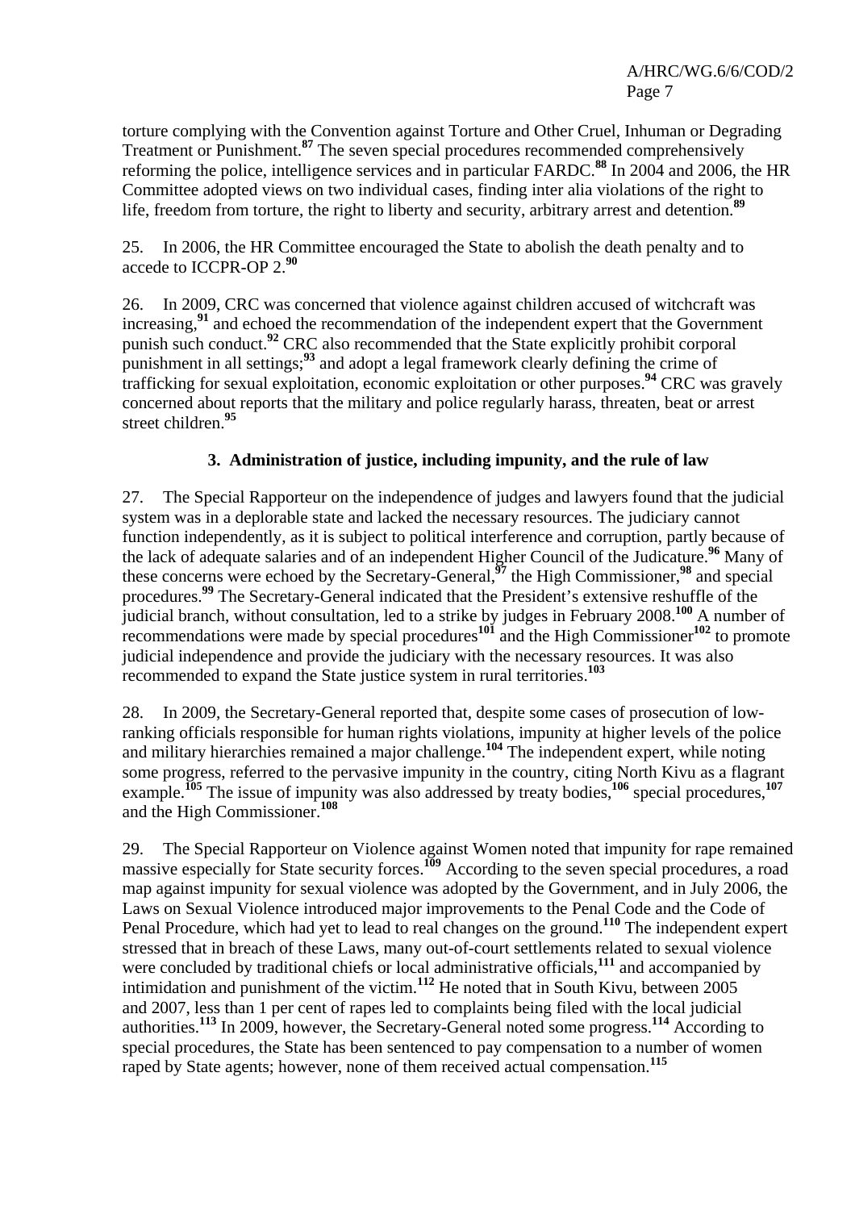torture complying with the Convention against Torture and Other Cruel, Inhuman or Degrading Treatment or Punishment.[87] The seven special procedures recommended comprehensively reforming the police, intelligence services and in particular FARDC.[88] In 2004 and 2006, the HR Committee adopted views on two individual cases, finding inter alia violations of the right to life, freedom from torture, the right to liberty and security, arbitrary arrest and detention.[89]

25. In 2006, the HR Committee encouraged the State to abolish the death penalty and to accede to ICCPR-OP 2.[90]

26. In 2009, CRC was concerned that violence against children accused of witchcraft was increasing,[91] and echoed the recommendation of the independent expert that the Government punish such conduct.[92] CRC also recommended that the State explicitly prohibit corporal punishment in all settings;[93] and adopt a legal framework clearly defining the crime of trafficking for sexual exploitation, economic exploitation or other purposes.[94] CRC was gravely concerned about reports that the military and police regularly harass, threaten, beat or arrest street children.[95]

### 3. Administration of justice, including impunity, and the rule of law

27. The Special Rapporteur on the independence of judges and lawyers found that the judicial system was in a deplorable state and lacked the necessary resources. The judiciary cannot function independently, as it is subject to political interference and corruption, partly because of the lack of adequate salaries and of an independent Higher Council of the Judicature.[96] Many of these concerns were echoed by the Secretary-General,[97] the High Commissioner,[98] and special procedures.[99] The Secretary-General indicated that the President's extensive reshuffle of the judicial branch, without consultation, led to a strike by judges in February 2008.[100] A number of recommendations were made by special procedures[101] and the High Commissioner[102] to promote judicial independence and provide the judiciary with the necessary resources. It was also recommended to expand the State justice system in rural territories.[103]

28. In 2009, the Secretary-General reported that, despite some cases of prosecution of low-ranking officials responsible for human rights violations, impunity at higher levels of the police and military hierarchies remained a major challenge.[104] The independent expert, while noting some progress, referred to the pervasive impunity in the country, citing North Kivu as a flagrant example.[105] The issue of impunity was also addressed by treaty bodies,[106] special procedures,[107] and the High Commissioner.[108]

29. The Special Rapporteur on Violence against Women noted that impunity for rape remained massive especially for State security forces.[109] According to the seven special procedures, a road map against impunity for sexual violence was adopted by the Government, and in July 2006, the Laws on Sexual Violence introduced major improvements to the Penal Code and the Code of Penal Procedure, which had yet to lead to real changes on the ground.[110] The independent expert stressed that in breach of these Laws, many out-of-court settlements related to sexual violence were concluded by traditional chiefs or local administrative officials,[111] and accompanied by intimidation and punishment of the victim.[112] He noted that in South Kivu, between 2005 and 2007, less than 1 per cent of rapes led to complaints being filed with the local judicial authorities.[113] In 2009, however, the Secretary-General noted some progress.[114] According to special procedures, the State has been sentenced to pay compensation to a number of women raped by State agents; however, none of them received actual compensation.[115]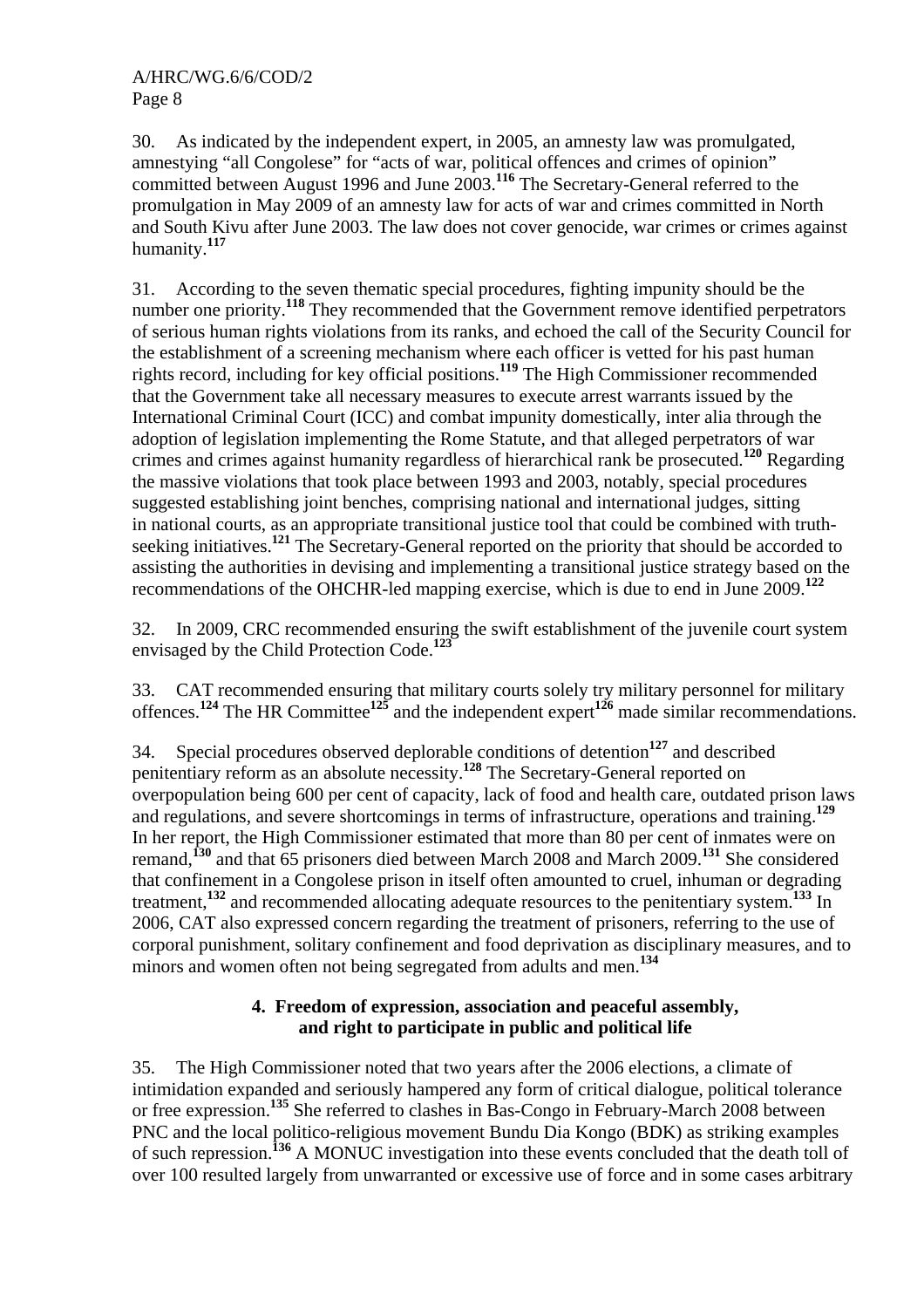30. As indicated by the independent expert, in 2005, an amnesty law was promulgated, amnestying "all Congolese" for "acts of war, political offences and crimes of opinion" committed between August 1996 and June 2003.[116] The Secretary-General referred to the promulgation in May 2009 of an amnesty law for acts of war and crimes committed in North and South Kivu after June 2003. The law does not cover genocide, war crimes or crimes against humanity.[117]

31. According to the seven thematic special procedures, fighting impunity should be the number one priority.[118] They recommended that the Government remove identified perpetrators of serious human rights violations from its ranks, and echoed the call of the Security Council for the establishment of a screening mechanism where each officer is vetted for his past human rights record, including for key official positions.[119] The High Commissioner recommended that the Government take all necessary measures to execute arrest warrants issued by the International Criminal Court (ICC) and combat impunity domestically, inter alia through the adoption of legislation implementing the Rome Statute, and that alleged perpetrators of war crimes and crimes against humanity regardless of hierarchical rank be prosecuted.[120] Regarding the massive violations that took place between 1993 and 2003, notably, special procedures suggested establishing joint benches, comprising national and international judges, sitting in national courts, as an appropriate transitional justice tool that could be combined with truth-seeking initiatives.[121] The Secretary-General reported on the priority that should be accorded to assisting the authorities in devising and implementing a transitional justice strategy based on the recommendations of the OHCHR-led mapping exercise, which is due to end in June 2009.[122]

32. In 2009, CRC recommended ensuring the swift establishment of the juvenile court system envisaged by the Child Protection Code.[123]

33. CAT recommended ensuring that military courts solely try military personnel for military offences.[124] The HR Committee[125] and the independent expert[126] made similar recommendations.

34. Special procedures observed deplorable conditions of detention[127] and described penitentiary reform as an absolute necessity.[128] The Secretary-General reported on overpopulation being 600 per cent of capacity, lack of food and health care, outdated prison laws and regulations, and severe shortcomings in terms of infrastructure, operations and training.[129] In her report, the High Commissioner estimated that more than 80 per cent of inmates were on remand,[130] and that 65 prisoners died between March 2008 and March 2009.[131] She considered that confinement in a Congolese prison in itself often amounted to cruel, inhuman or degrading treatment,[132] and recommended allocating adequate resources to the penitentiary system.[133] In 2006, CAT also expressed concern regarding the treatment of prisoners, referring to the use of corporal punishment, solitary confinement and food deprivation as disciplinary measures, and to minors and women often not being segregated from adults and men.[134]

### 4. Freedom of expression, association and peaceful assembly, and right to participate in public and political life

35. The High Commissioner noted that two years after the 2006 elections, a climate of intimidation expanded and seriously hampered any form of critical dialogue, political tolerance or free expression.[135] She referred to clashes in Bas-Congo in February-March 2008 between PNC and the local politico-religious movement Bundu Dia Kongo (BDK) as striking examples of such repression.[136] A MONUC investigation into these events concluded that the death toll of over 100 resulted largely from unwarranted or excessive use of force and in some cases arbitrary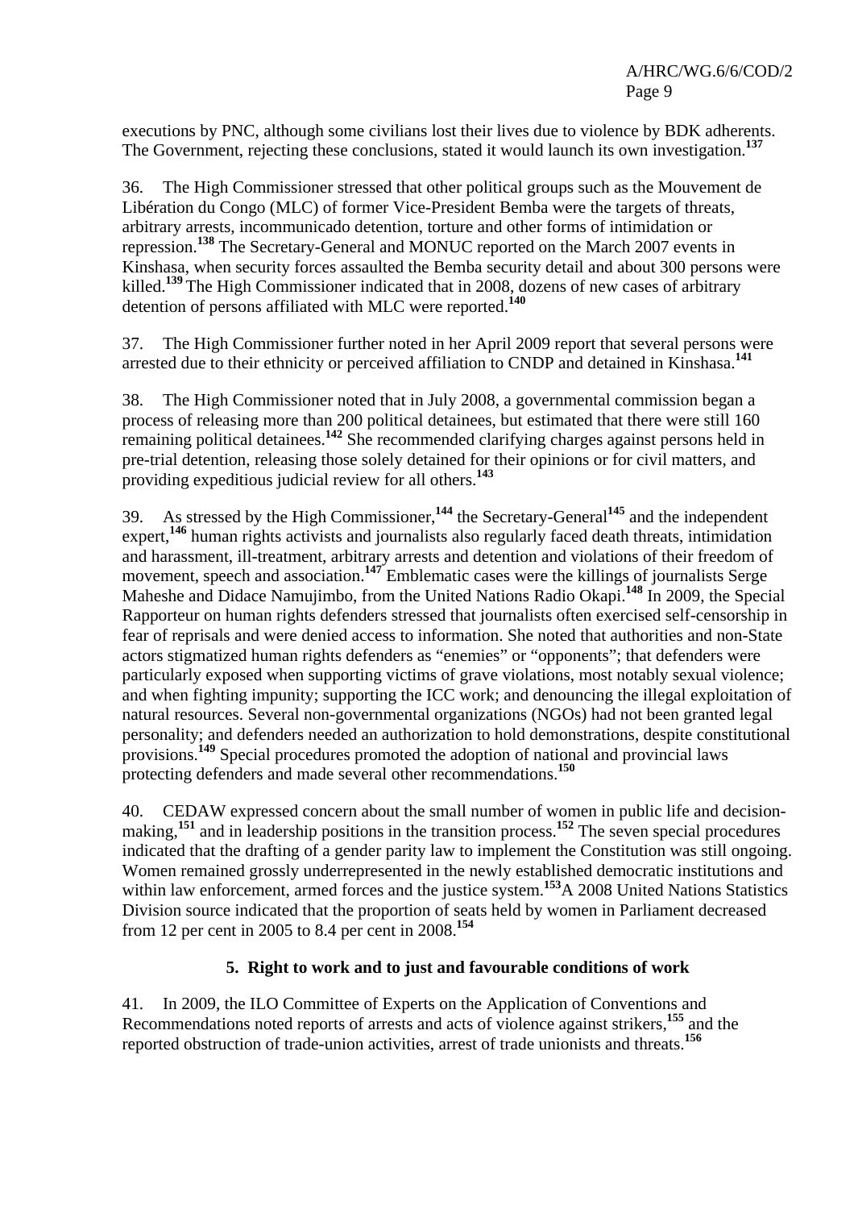executions by PNC, although some civilians lost their lives due to violence by BDK adherents. The Government, rejecting these conclusions, stated it would launch its own investigation.[137]

36. The High Commissioner stressed that other political groups such as the Mouvement de Libération du Congo (MLC) of former Vice-President Bemba were the targets of threats, arbitrary arrests, incommunicado detention, torture and other forms of intimidation or repression.[138] The Secretary-General and MONUC reported on the March 2007 events in Kinshasa, when security forces assaulted the Bemba security detail and about 300 persons were killed.[139] The High Commissioner indicated that in 2008, dozens of new cases of arbitrary detention of persons affiliated with MLC were reported.[140]

37. The High Commissioner further noted in her April 2009 report that several persons were arrested due to their ethnicity or perceived affiliation to CNDP and detained in Kinshasa.[141]

38. The High Commissioner noted that in July 2008, a governmental commission began a process of releasing more than 200 political detainees, but estimated that there were still 160 remaining political detainees.[142] She recommended clarifying charges against persons held in pre-trial detention, releasing those solely detained for their opinions or for civil matters, and providing expeditious judicial review for all others.[143]

39. As stressed by the High Commissioner,[144] the Secretary-General[145] and the independent expert,[146] human rights activists and journalists also regularly faced death threats, intimidation and harassment, ill-treatment, arbitrary arrests and detention and violations of their freedom of movement, speech and association.[147] Emblematic cases were the killings of journalists Serge Maheshe and Didace Namujimbo, from the United Nations Radio Okapi.[148] In 2009, the Special Rapporteur on human rights defenders stressed that journalists often exercised self-censorship in fear of reprisals and were denied access to information. She noted that authorities and non-State actors stigmatized human rights defenders as “enemies” or “opponents”; that defenders were particularly exposed when supporting victims of grave violations, most notably sexual violence; and when fighting impunity; supporting the ICC work; and denouncing the illegal exploitation of natural resources. Several non-governmental organizations (NGOs) had not been granted legal personality; and defenders needed an authorization to hold demonstrations, despite constitutional provisions.[149] Special procedures promoted the adoption of national and provincial laws protecting defenders and made several other recommendations.[150]

40. CEDAW expressed concern about the small number of women in public life and decision-making,[151] and in leadership positions in the transition process.[152] The seven special procedures indicated that the drafting of a gender parity law to implement the Constitution was still ongoing. Women remained grossly underrepresented in the newly established democratic institutions and within law enforcement, armed forces and the justice system.[153] A 2008 United Nations Statistics Division source indicated that the proportion of seats held by women in Parliament decreased from 12 per cent in 2005 to 8.4 per cent in 2008.[154]

### 5. Right to work and to just and favourable conditions of work

41. In 2009, the ILO Committee of Experts on the Application of Conventions and Recommendations noted reports of arrests and acts of violence against strikers,[155] and the reported obstruction of trade-union activities, arrest of trade unionists and threats.[156]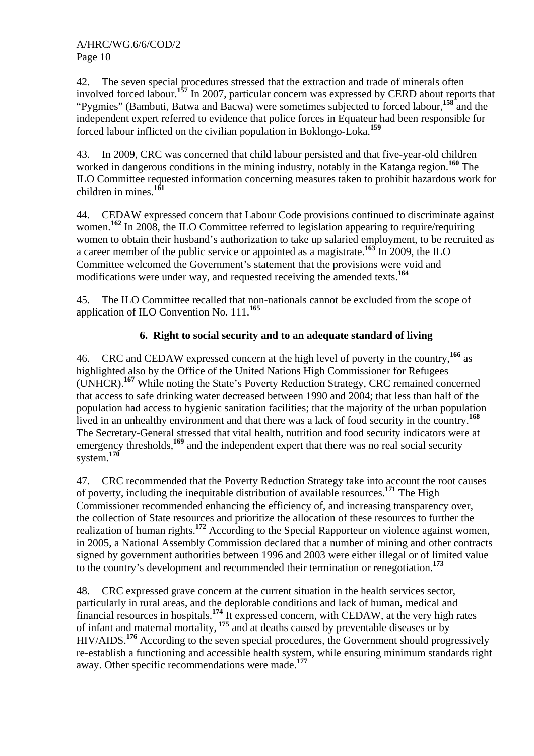42. The seven special procedures stressed that the extraction and trade of minerals often involved forced labour.[157] In 2007, particular concern was expressed by CERD about reports that "Pygmies" (Bambuti, Batwa and Bacwa) were sometimes subjected to forced labour,[158] and the independent expert referred to evidence that police forces in Equateur had been responsible for forced labour inflicted on the civilian population in Boklongo-Loka.[159]

43. In 2009, CRC was concerned that child labour persisted and that five-year-old children worked in dangerous conditions in the mining industry, notably in the Katanga region.[160] The ILO Committee requested information concerning measures taken to prohibit hazardous work for children in mines.[161]

44. CEDAW expressed concern that Labour Code provisions continued to discriminate against women.[162] In 2008, the ILO Committee referred to legislation appearing to require/requiring women to obtain their husband's authorization to take up salaried employment, to be recruited as a career member of the public service or appointed as a magistrate.[163] In 2009, the ILO Committee welcomed the Government's statement that the provisions were void and modifications were under way, and requested receiving the amended texts.[164]

45. The ILO Committee recalled that non-nationals cannot be excluded from the scope of application of ILO Convention No. 111.[165]

### 6. Right to social security and to an adequate standard of living

46. CRC and CEDAW expressed concern at the high level of poverty in the country,[166] as highlighted also by the Office of the United Nations High Commissioner for Refugees (UNHCR).[167] While noting the State's Poverty Reduction Strategy, CRC remained concerned that access to safe drinking water decreased between 1990 and 2004; that less than half of the population had access to hygienic sanitation facilities; that the majority of the urban population lived in an unhealthy environment and that there was a lack of food security in the country.[168] The Secretary-General stressed that vital health, nutrition and food security indicators were at emergency thresholds,[169] and the independent expert that there was no real social security system.[170]

47. CRC recommended that the Poverty Reduction Strategy take into account the root causes of poverty, including the inequitable distribution of available resources.[171] The High Commissioner recommended enhancing the efficiency of, and increasing transparency over, the collection of State resources and prioritize the allocation of these resources to further the realization of human rights.[172] According to the Special Rapporteur on violence against women, in 2005, a National Assembly Commission declared that a number of mining and other contracts signed by government authorities between 1996 and 2003 were either illegal or of limited value to the country's development and recommended their termination or renegotiation.[173]

48. CRC expressed grave concern at the current situation in the health services sector, particularly in rural areas, and the deplorable conditions and lack of human, medical and financial resources in hospitals.[174] It expressed concern, with CEDAW, at the very high rates of infant and maternal mortality, [175] and at deaths caused by preventable diseases or by HIV/AIDS.[176] According to the seven special procedures, the Government should progressively re-establish a functioning and accessible health system, while ensuring minimum standards right away. Other specific recommendations were made.[177]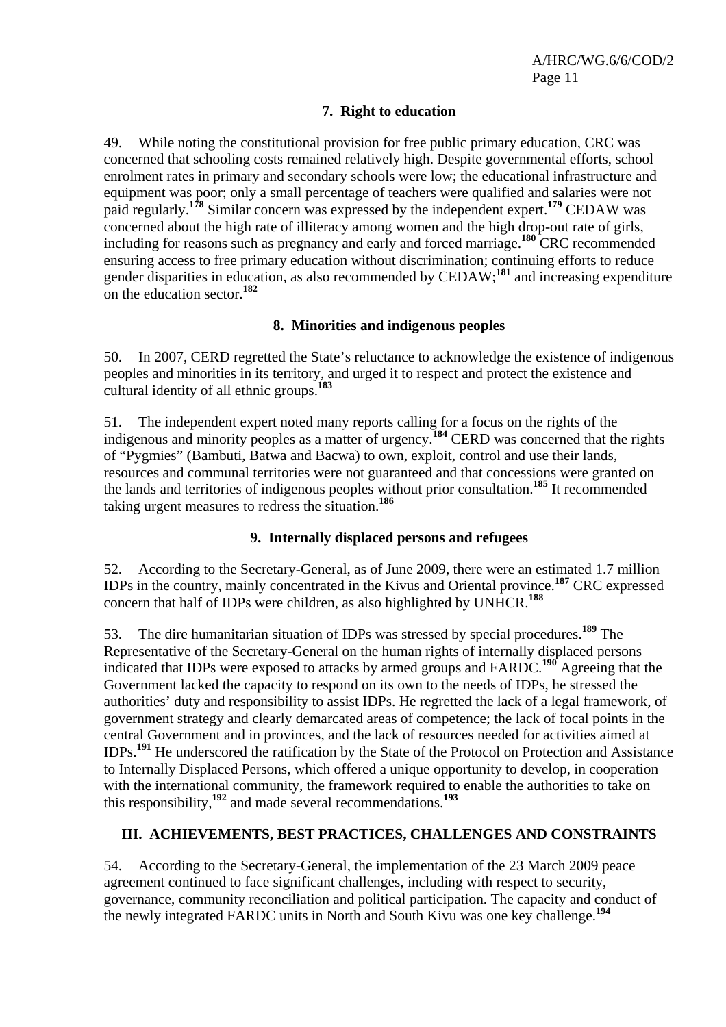### 7. Right to education

49. While noting the constitutional provision for free public primary education, CRC was concerned that schooling costs remained relatively high. Despite governmental efforts, school enrolment rates in primary and secondary schools were low; the educational infrastructure and equipment was poor; only a small percentage of teachers were qualified and salaries were not paid regularly.[178] Similar concern was expressed by the independent expert.[179] CEDAW was concerned about the high rate of illiteracy among women and the high drop-out rate of girls, including for reasons such as pregnancy and early and forced marriage.[180] CRC recommended ensuring access to free primary education without discrimination; continuing efforts to reduce gender disparities in education, as also recommended by CEDAW;[181] and increasing expenditure on the education sector.[182]

### 8. Minorities and indigenous peoples

50. In 2007, CERD regretted the State's reluctance to acknowledge the existence of indigenous peoples and minorities in its territory, and urged it to respect and protect the existence and cultural identity of all ethnic groups.[183]

51. The independent expert noted many reports calling for a focus on the rights of the indigenous and minority peoples as a matter of urgency.[184] CERD was concerned that the rights of "Pygmies" (Bambuti, Batwa and Bacwa) to own, exploit, control and use their lands, resources and communal territories were not guaranteed and that concessions were granted on the lands and territories of indigenous peoples without prior consultation.[185] It recommended taking urgent measures to redress the situation.[186]

### 9. Internally displaced persons and refugees

52. According to the Secretary-General, as of June 2009, there were an estimated 1.7 million IDPs in the country, mainly concentrated in the Kivus and Oriental province.[187] CRC expressed concern that half of IDPs were children, as also highlighted by UNHCR.[188]

53. The dire humanitarian situation of IDPs was stressed by special procedures.[189] The Representative of the Secretary-General on the human rights of internally displaced persons indicated that IDPs were exposed to attacks by armed groups and FARDC.[190] Agreeing that the Government lacked the capacity to respond on its own to the needs of IDPs, he stressed the authorities' duty and responsibility to assist IDPs. He regretted the lack of a legal framework, of government strategy and clearly demarcated areas of competence; the lack of focal points in the central Government and in provinces, and the lack of resources needed for activities aimed at IDPs.[191] He underscored the ratification by the State of the Protocol on Protection and Assistance to Internally Displaced Persons, which offered a unique opportunity to develop, in cooperation with the international community, the framework required to enable the authorities to take on this responsibility,[192] and made several recommendations.[193]

## III. ACHIEVEMENTS, BEST PRACTICES, CHALLENGES AND CONSTRAINTS

54. According to the Secretary-General, the implementation of the 23 March 2009 peace agreement continued to face significant challenges, including with respect to security, governance, community reconciliation and political participation. The capacity and conduct of the newly integrated FARDC units in North and South Kivu was one key challenge.[194]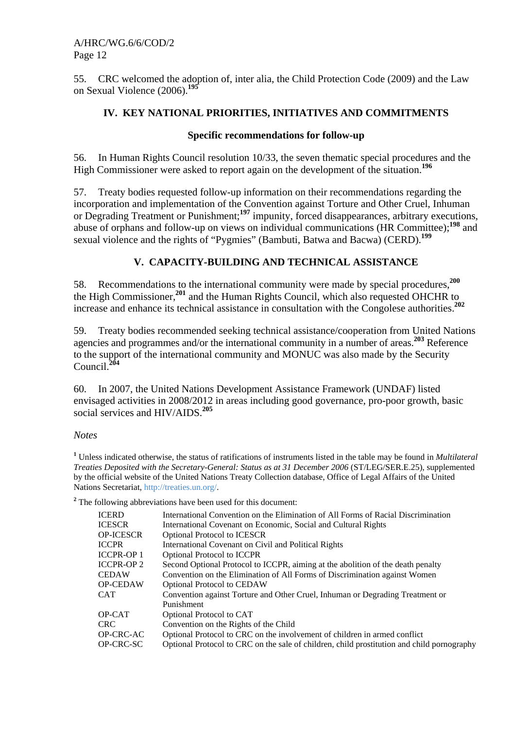55. CRC welcomed the adoption of, inter alia, the Child Protection Code (2009) and the Law on Sexual Violence (2006).[195]

## IV. KEY NATIONAL PRIORITIES, INITIATIVES AND COMMITMENTS

### Specific recommendations for follow-up

56. In Human Rights Council resolution 10/33, the seven thematic special procedures and the High Commissioner were asked to report again on the development of the situation.[196]

57. Treaty bodies requested follow-up information on their recommendations regarding the incorporation and implementation of the Convention against Torture and Other Cruel, Inhuman or Degrading Treatment or Punishment;[197] impunity, forced disappearances, arbitrary executions, abuse of orphans and follow-up on views on individual communications (HR Committee);[198] and sexual violence and the rights of "Pygmies" (Bambuti, Batwa and Bacwa) (CERD).[199]

## V. CAPACITY-BUILDING AND TECHNICAL ASSISTANCE

58. Recommendations to the international community were made by special procedures,[200] the High Commissioner,[201] and the Human Rights Council, which also requested OHCHR to increase and enhance its technical assistance in consultation with the Congolese authorities.[202]

59. Treaty bodies recommended seeking technical assistance/cooperation from United Nations agencies and programmes and/or the international community in a number of areas.[203] Reference to the support of the international community and MONUC was also made by the Security Council.[204]

60. In 2007, the United Nations Development Assistance Framework (UNDAF) listed envisaged activities in 2008/2012 in areas including good governance, pro-poor growth, basic social services and HIV/AIDS.[205]

*Notes*

[1] Unless indicated otherwise, the status of ratifications of instruments listed in the table may be found in *Multilateral Treaties Deposited with the Secretary-General: Status as at 31 December 2006* (ST/LEG/SER.E.25), supplemented by the official website of the United Nations Treaty Collection database, Office of Legal Affairs of the United Nations Secretariat, http://treaties.un.org/.

[2] The following abbreviations have been used for this document:

| | |
|---|---|
| ICERD | International Convention on the Elimination of All Forms of Racial Discrimination |
| ICESCR | International Covenant on Economic, Social and Cultural Rights |
| OP-ICESCR | Optional Protocol to ICESCR |
| ICCPR | International Covenant on Civil and Political Rights |
| ICCPR-OP 1 | Optional Protocol to ICCPR |
| ICCPR-OP 2 | Second Optional Protocol to ICCPR, aiming at the abolition of the death penalty |
| CEDAW | Convention on the Elimination of All Forms of Discrimination against Women |
| OP-CEDAW | Optional Protocol to CEDAW |
| CAT | Convention against Torture and Other Cruel, Inhuman or Degrading Treatment or Punishment |
| OP-CAT | Optional Protocol to CAT |
| CRC | Convention on the Rights of the Child |
| OP-CRC-AC | Optional Protocol to CRC on the involvement of children in armed conflict |
| OP-CRC-SC | Optional Protocol to CRC on the sale of children, child prostitution and child pornography |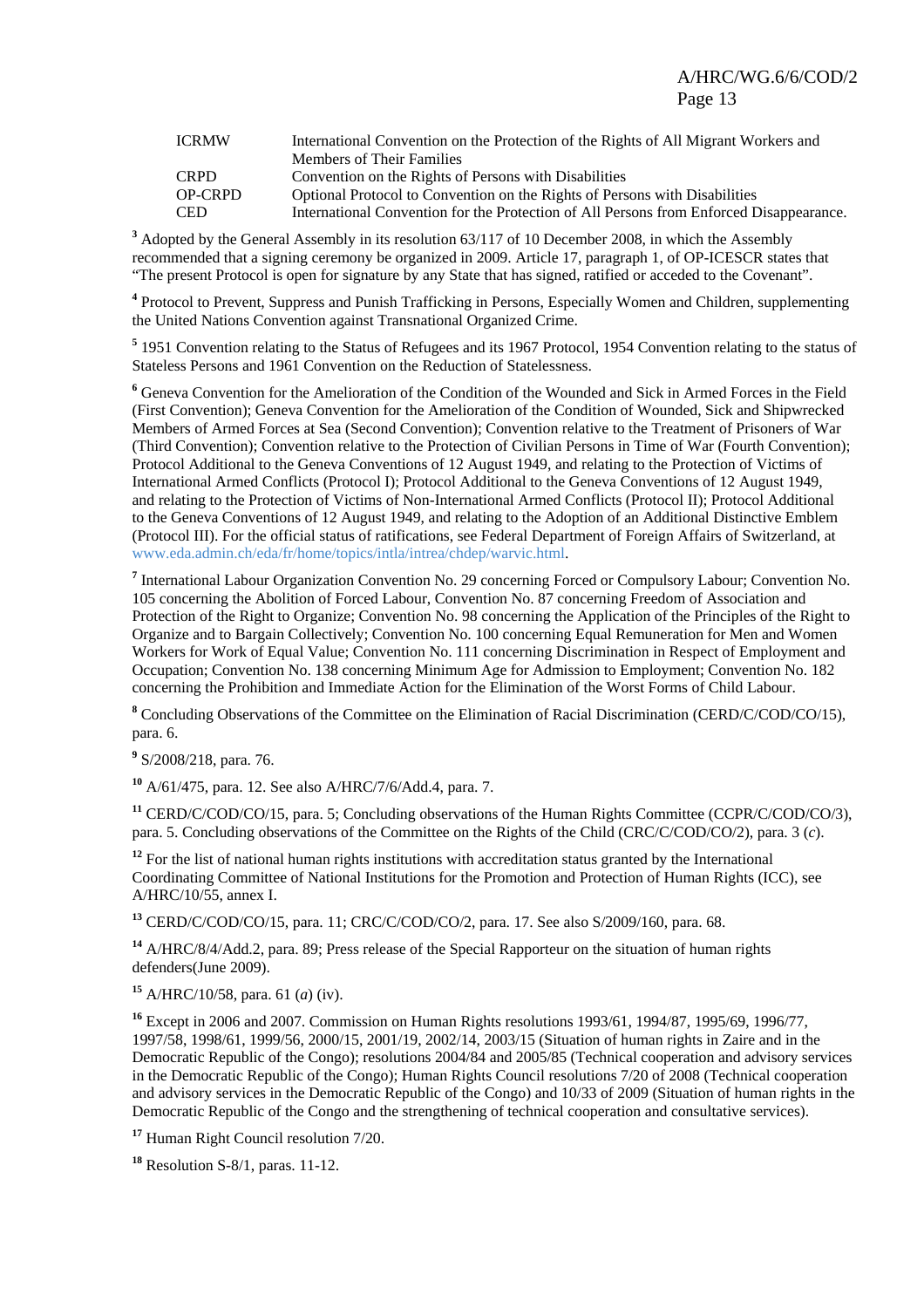| | |
|---|---|
| ICRMW | International Convention on the Protection of the Rights of All Migrant Workers and Members of Their Families |
| CRPD | Convention on the Rights of Persons with Disabilities |
| OP-CRPD | Optional Protocol to Convention on the Rights of Persons with Disabilities |
| CED | International Convention for the Protection of All Persons from Enforced Disappearance. |

[3] Adopted by the General Assembly in its resolution 63/117 of 10 December 2008, in which the Assembly recommended that a signing ceremony be organized in 2009. Article 17, paragraph 1, of OP-ICESCR states that "The present Protocol is open for signature by any State that has signed, ratified or acceded to the Covenant".

[4] Protocol to Prevent, Suppress and Punish Trafficking in Persons, Especially Women and Children, supplementing the United Nations Convention against Transnational Organized Crime.

[5] 1951 Convention relating to the Status of Refugees and its 1967 Protocol, 1954 Convention relating to the status of Stateless Persons and 1961 Convention on the Reduction of Statelessness.

[6] Geneva Convention for the Amelioration of the Condition of the Wounded and Sick in Armed Forces in the Field (First Convention); Geneva Convention for the Amelioration of the Condition of Wounded, Sick and Shipwrecked Members of Armed Forces at Sea (Second Convention); Convention relative to the Treatment of Prisoners of War (Third Convention); Convention relative to the Protection of Civilian Persons in Time of War (Fourth Convention); Protocol Additional to the Geneva Conventions of 12 August 1949, and relating to the Protection of Victims of International Armed Conflicts (Protocol I); Protocol Additional to the Geneva Conventions of 12 August 1949, and relating to the Protection of Victims of Non-International Armed Conflicts (Protocol II); Protocol Additional to the Geneva Conventions of 12 August 1949, and relating to the Adoption of an Additional Distinctive Emblem (Protocol III). For the official status of ratifications, see Federal Department of Foreign Affairs of Switzerland, at www.eda.admin.ch/eda/fr/home/topics/intla/intrea/chdep/warvic.html.

[7] International Labour Organization Convention No. 29 concerning Forced or Compulsory Labour; Convention No. 105 concerning the Abolition of Forced Labour, Convention No. 87 concerning Freedom of Association and Protection of the Right to Organize; Convention No. 98 concerning the Application of the Principles of the Right to Organize and to Bargain Collectively; Convention No. 100 concerning Equal Remuneration for Men and Women Workers for Work of Equal Value; Convention No. 111 concerning Discrimination in Respect of Employment and Occupation; Convention No. 138 concerning Minimum Age for Admission to Employment; Convention No. 182 concerning the Prohibition and Immediate Action for the Elimination of the Worst Forms of Child Labour.

[8] Concluding Observations of the Committee on the Elimination of Racial Discrimination (CERD/C/COD/CO/15), para. 6.

[9] S/2008/218, para. 76.

[10] A/61/475, para. 12. See also A/HRC/7/6/Add.4, para. 7.

[11] CERD/C/COD/CO/15, para. 5; Concluding observations of the Human Rights Committee (CCPR/C/COD/CO/3), para. 5. Concluding observations of the Committee on the Rights of the Child (CRC/C/COD/CO/2), para. 3 (*c*).

[12] For the list of national human rights institutions with accreditation status granted by the International Coordinating Committee of National Institutions for the Promotion and Protection of Human Rights (ICC), see A/HRC/10/55, annex I.

[13] CERD/C/COD/CO/15, para. 11; CRC/C/COD/CO/2, para. 17. See also S/2009/160, para. 68.

[14] A/HRC/8/4/Add.2, para. 89; Press release of the Special Rapporteur on the situation of human rights defenders(June 2009).

[15] A/HRC/10/58, para. 61 (*a*) (iv).

[16] Except in 2006 and 2007. Commission on Human Rights resolutions 1993/61, 1994/87, 1995/69, 1996/77, 1997/58, 1998/61, 1999/56, 2000/15, 2001/19, 2002/14, 2003/15 (Situation of human rights in Zaire and in the Democratic Republic of the Congo); resolutions 2004/84 and 2005/85 (Technical cooperation and advisory services in the Democratic Republic of the Congo); Human Rights Council resolutions 7/20 of 2008 (Technical cooperation and advisory services in the Democratic Republic of the Congo) and 10/33 of 2009 (Situation of human rights in the Democratic Republic of the Congo and the strengthening of technical cooperation and consultative services).

[17] Human Right Council resolution 7/20.

[18] Resolution S-8/1, paras. 11-12.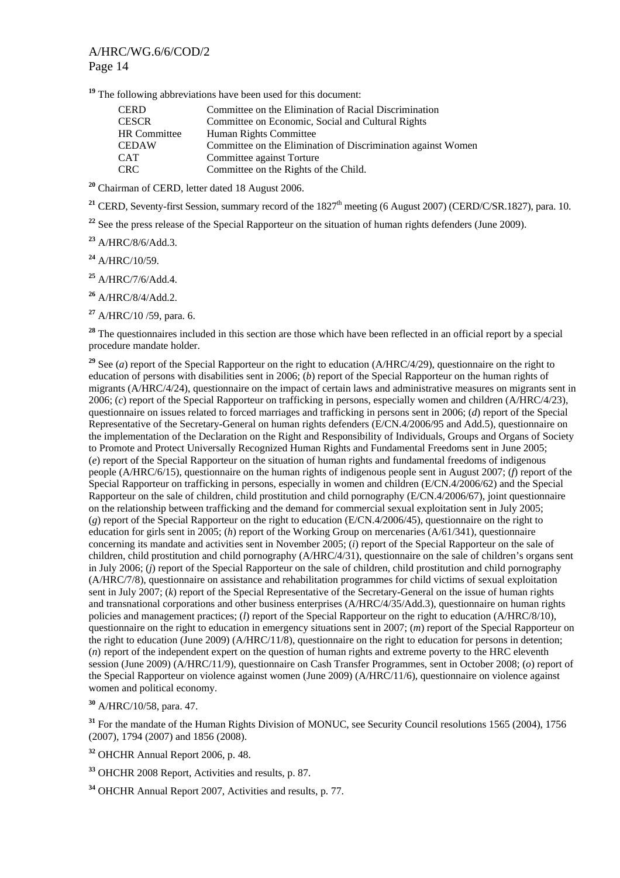[19] The following abbreviations have been used for this document:

| | |
|---|---|
| CERD | Committee on the Elimination of Racial Discrimination |
| CESCR | Committee on Economic, Social and Cultural Rights |
| HR Committee | Human Rights Committee |
| CEDAW | Committee on the Elimination of Discrimination against Women |
| CAT | Committee against Torture |
| CRC | Committee on the Rights of the Child. |

[20] Chairman of CERD, letter dated 18 August 2006.

[21] CERD, Seventy-first Session, summary record of the 1827th meeting (6 August 2007) (CERD/C/SR.1827), para. 10.

[22] See the press release of the Special Rapporteur on the situation of human rights defenders (June 2009).

[23] A/HRC/8/6/Add.3.

[24] A/HRC/10/59.

[25] A/HRC/7/6/Add.4.

[26] A/HRC/8/4/Add.2.

[27] A/HRC/10 /59, para. 6.

[28] The questionnaires included in this section are those which have been reflected in an official report by a special procedure mandate holder.

[29] See (*a*) report of the Special Rapporteur on the right to education (A/HRC/4/29), questionnaire on the right to education of persons with disabilities sent in 2006; (*b*) report of the Special Rapporteur on the human rights of migrants (A/HRC/4/24), questionnaire on the impact of certain laws and administrative measures on migrants sent in 2006; (*c*) report of the Special Rapporteur on trafficking in persons, especially women and children (A/HRC/4/23), questionnaire on issues related to forced marriages and trafficking in persons sent in 2006; (*d*) report of the Special Representative of the Secretary-General on human rights defenders (E/CN.4/2006/95 and Add.5), questionnaire on the implementation of the Declaration on the Right and Responsibility of Individuals, Groups and Organs of Society to Promote and Protect Universally Recognized Human Rights and Fundamental Freedoms sent in June 2005; (*e*) report of the Special Rapporteur on the situation of human rights and fundamental freedoms of indigenous people (A/HRC/6/15), questionnaire on the human rights of indigenous people sent in August 2007; (*f*) report of the Special Rapporteur on trafficking in persons, especially in women and children (E/CN.4/2006/62) and the Special Rapporteur on the sale of children, child prostitution and child pornography (E/CN.4/2006/67), joint questionnaire on the relationship between trafficking and the demand for commercial sexual exploitation sent in July 2005; (*g*) report of the Special Rapporteur on the right to education (E/CN.4/2006/45), questionnaire on the right to education for girls sent in 2005; (*h*) report of the Working Group on mercenaries (A/61/341), questionnaire concerning its mandate and activities sent in November 2005; (*i*) report of the Special Rapporteur on the sale of children, child prostitution and child pornography (A/HRC/4/31), questionnaire on the sale of children's organs sent in July 2006; (*j*) report of the Special Rapporteur on the sale of children, child prostitution and child pornography (A/HRC/7/8), questionnaire on assistance and rehabilitation programmes for child victims of sexual exploitation sent in July 2007; (*k*) report of the Special Representative of the Secretary-General on the issue of human rights and transnational corporations and other business enterprises (A/HRC/4/35/Add.3), questionnaire on human rights policies and management practices; (*l*) report of the Special Rapporteur on the right to education (A/HRC/8/10), questionnaire on the right to education in emergency situations sent in 2007; (*m*) report of the Special Rapporteur on the right to education (June 2009) (A/HRC/11/8), questionnaire on the right to education for persons in detention; (*n*) report of the independent expert on the question of human rights and extreme poverty to the HRC eleventh session (June 2009) (A/HRC/11/9), questionnaire on Cash Transfer Programmes, sent in October 2008; (*o*) report of the Special Rapporteur on violence against women (June 2009) (A/HRC/11/6), questionnaire on violence against women and political economy.

[30] A/HRC/10/58, para. 47.

[31] For the mandate of the Human Rights Division of MONUC, see Security Council resolutions 1565 (2004), 1756 (2007), 1794 (2007) and 1856 (2008).

[32] OHCHR Annual Report 2006, p. 48.

[33] OHCHR 2008 Report, Activities and results, p. 87.

[34] OHCHR Annual Report 2007, Activities and results, p. 77.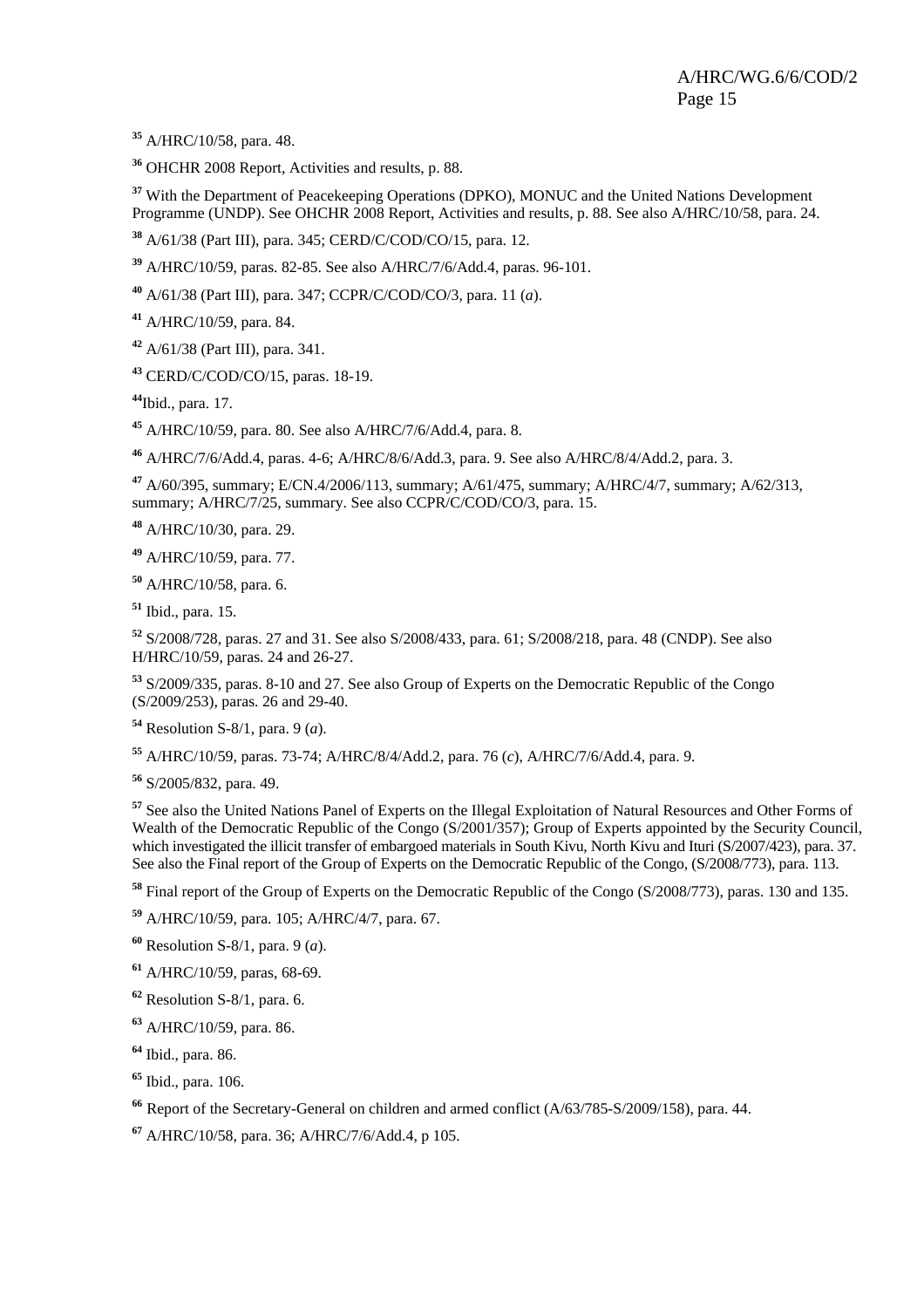[35] A/HRC/10/58, para. 48.

[36] OHCHR 2008 Report, Activities and results, p. 88.

[37] With the Department of Peacekeeping Operations (DPKO), MONUC and the United Nations Development Programme (UNDP). See OHCHR 2008 Report, Activities and results, p. 88. See also A/HRC/10/58, para. 24.

[38] A/61/38 (Part III), para. 345; CERD/C/COD/CO/15, para. 12.

[39] A/HRC/10/59, paras. 82-85. See also A/HRC/7/6/Add.4, paras. 96-101.

[40] A/61/38 (Part III), para. 347; CCPR/C/COD/CO/3, para. 11 (*a*).

[41] A/HRC/10/59, para. 84.

[42] A/61/38 (Part III), para. 341.

[43] CERD/C/COD/CO/15, paras. 18-19.

[44] Ibid., para. 17.

[45] A/HRC/10/59, para. 80. See also A/HRC/7/6/Add.4, para. 8.

[46] A/HRC/7/6/Add.4, paras. 4-6; A/HRC/8/6/Add.3, para. 9. See also A/HRC/8/4/Add.2, para. 3.

[47] A/60/395, summary; E/CN.4/2006/113, summary; A/61/475, summary; A/HRC/4/7, summary; A/62/313, summary; A/HRC/7/25, summary. See also CCPR/C/COD/CO/3, para. 15.

[48] A/HRC/10/30, para. 29.

[49] A/HRC/10/59, para. 77.

[50] A/HRC/10/58, para. 6.

[51] Ibid., para. 15.

[52] S/2008/728, paras. 27 and 31. See also S/2008/433, para. 61; S/2008/218, para. 48 (CNDP). See also H/HRC/10/59, paras. 24 and 26-27.

[53] S/2009/335, paras. 8-10 and 27. See also Group of Experts on the Democratic Republic of the Congo (S/2009/253), paras. 26 and 29-40.

[54] Resolution S-8/1, para. 9 (*a*).

[55] A/HRC/10/59, paras. 73-74; A/HRC/8/4/Add.2, para. 76 (*c*), A/HRC/7/6/Add.4, para. 9.

[56] S/2005/832, para. 49.

[57] See also the United Nations Panel of Experts on the Illegal Exploitation of Natural Resources and Other Forms of Wealth of the Democratic Republic of the Congo (S/2001/357); Group of Experts appointed by the Security Council, which investigated the illicit transfer of embargoed materials in South Kivu, North Kivu and Ituri (S/2007/423), para. 37. See also the Final report of the Group of Experts on the Democratic Republic of the Congo, (S/2008/773), para. 113.

[58] Final report of the Group of Experts on the Democratic Republic of the Congo (S/2008/773), paras. 130 and 135.

[59] A/HRC/10/59, para. 105; A/HRC/4/7, para. 67.

[60] Resolution S-8/1, para. 9 (*a*).

[61] A/HRC/10/59, paras, 68-69.

[62] Resolution S-8/1, para. 6.

[63] A/HRC/10/59, para. 86.

[64] Ibid., para. 86.

[65] Ibid., para. 106.

[66] Report of the Secretary-General on children and armed conflict (A/63/785-S/2009/158), para. 44.

[67] A/HRC/10/58, para. 36; A/HRC/7/6/Add.4, p 105.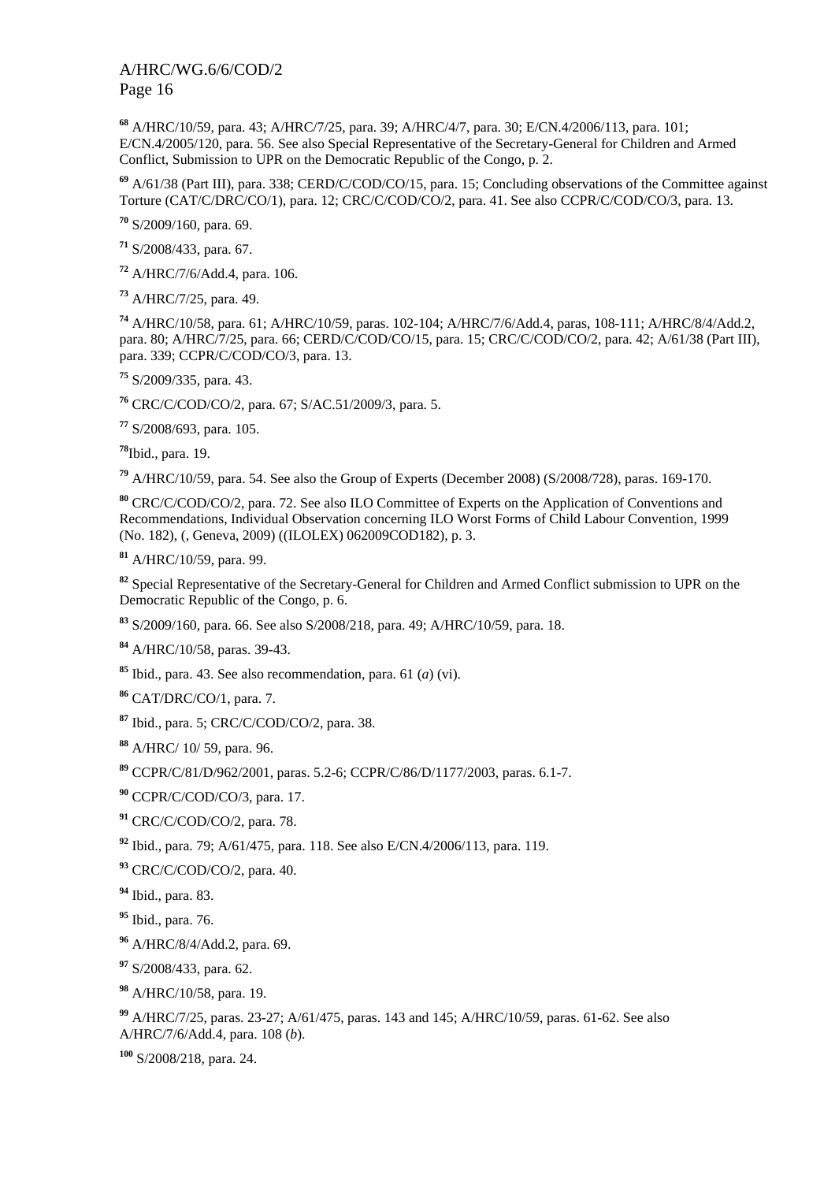[68] A/HRC/10/59, para. 43; A/HRC/7/25, para. 39; A/HRC/4/7, para. 30; E/CN.4/2006/113, para. 101; E/CN.4/2005/120, para. 56. See also Special Representative of the Secretary-General for Children and Armed Conflict, Submission to UPR on the Democratic Republic of the Congo, p. 2.

[69] A/61/38 (Part III), para. 338; CERD/C/COD/CO/15, para. 15; Concluding observations of the Committee against Torture (CAT/C/DRC/CO/1), para. 12; CRC/C/COD/CO/2, para. 41. See also CCPR/C/COD/CO/3, para. 13.

[70] S/2009/160, para. 69.

[71] S/2008/433, para. 67.

[72] A/HRC/7/6/Add.4, para. 106.

[73] A/HRC/7/25, para. 49.

[74] A/HRC/10/58, para. 61; A/HRC/10/59, paras. 102-104; A/HRC/7/6/Add.4, paras, 108-111; A/HRC/8/4/Add.2, para. 80; A/HRC/7/25, para. 66; CERD/C/COD/CO/15, para. 15; CRC/C/COD/CO/2, para. 42; A/61/38 (Part III), para. 339; CCPR/C/COD/CO/3, para. 13.

[75] S/2009/335, para. 43.

[76] CRC/C/COD/CO/2, para. 67; S/AC.51/2009/3, para. 5.

[77] S/2008/693, para. 105.

[78] Ibid., para. 19.

[79] A/HRC/10/59, para. 54. See also the Group of Experts (December 2008) (S/2008/728), paras. 169-170.

[80] CRC/C/COD/CO/2, para. 72. See also ILO Committee of Experts on the Application of Conventions and Recommendations, Individual Observation concerning ILO Worst Forms of Child Labour Convention, 1999 (No. 182), (, Geneva, 2009) ((ILOLEX) 062009COD182), p. 3.

[81] A/HRC/10/59, para. 99.

[82] Special Representative of the Secretary-General for Children and Armed Conflict submission to UPR on the Democratic Republic of the Congo, p. 6.

[83] S/2009/160, para. 66. See also S/2008/218, para. 49; A/HRC/10/59, para. 18.

[84] A/HRC/10/58, paras. 39-43.

[85] Ibid., para. 43. See also recommendation, para. 61 (*a*) (vi).

[86] CAT/DRC/CO/1, para. 7.

[87] Ibid., para. 5; CRC/C/COD/CO/2, para. 38.

[88] A/HRC/ 10/ 59, para. 96.

[89] CCPR/C/81/D/962/2001, paras. 5.2-6; CCPR/C/86/D/1177/2003, paras. 6.1-7.

[90] CCPR/C/COD/CO/3, para. 17.

[91] CRC/C/COD/CO/2, para. 78.

[92] Ibid., para. 79; A/61/475, para. 118. See also E/CN.4/2006/113, para. 119.

[93] CRC/C/COD/CO/2, para. 40.

[94] Ibid., para. 83.

[95] Ibid., para. 76.

[96] A/HRC/8/4/Add.2, para. 69.

[97] S/2008/433, para. 62.

[98] A/HRC/10/58, para. 19.

[99] A/HRC/7/25, paras. 23-27; A/61/475, paras. 143 and 145; A/HRC/10/59, paras. 61-62. See also A/HRC/7/6/Add.4, para. 108 (*b*).

[100] S/2008/218, para. 24.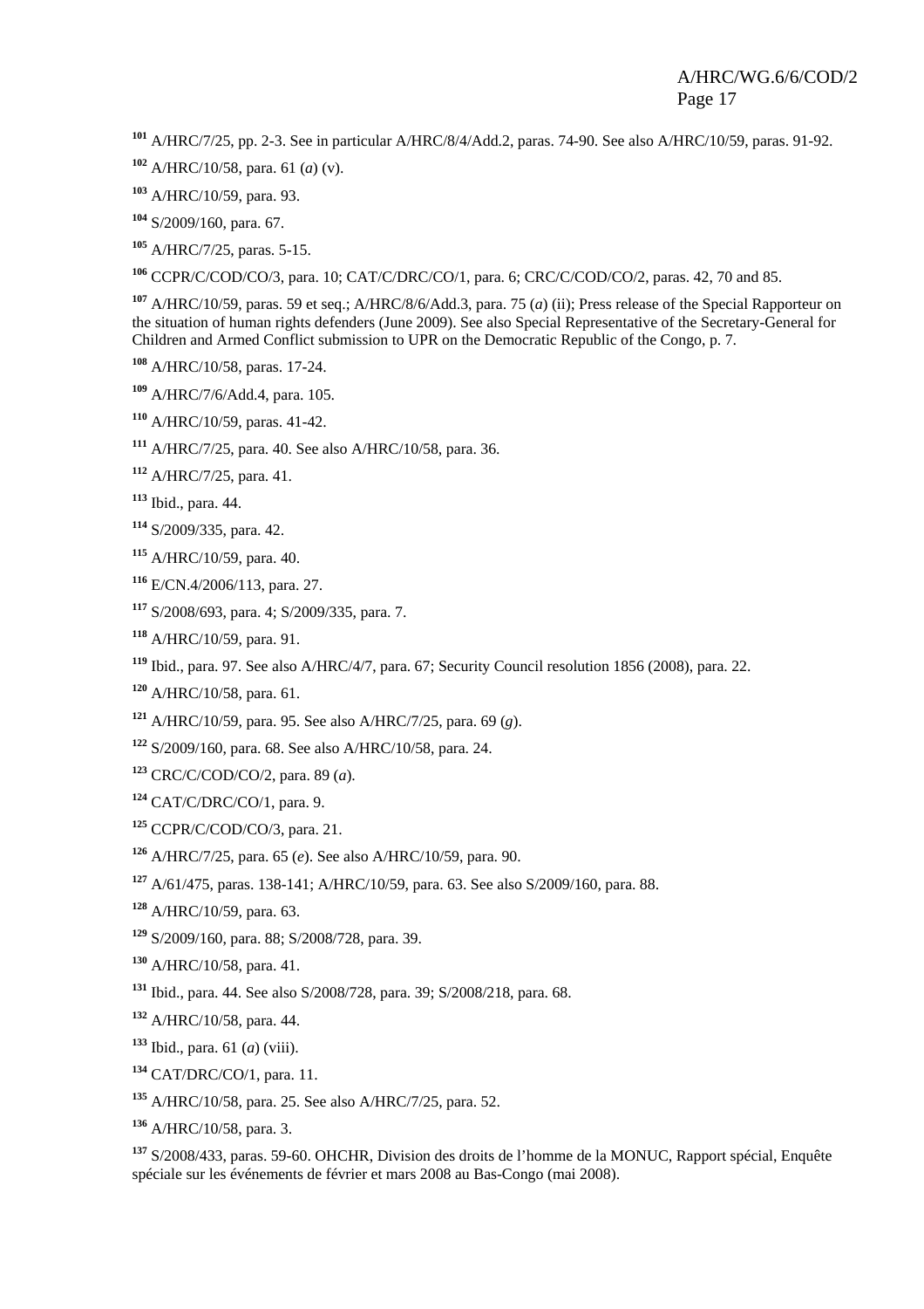[101] A/HRC/7/25, pp. 2-3. See in particular A/HRC/8/4/Add.2, paras. 74-90. See also A/HRC/10/59, paras. 91-92.

[102] A/HRC/10/58, para. 61 (*a*) (v).

[103] A/HRC/10/59, para. 93.

[104] S/2009/160, para. 67.

[105] A/HRC/7/25, paras. 5-15.

[106] CCPR/C/COD/CO/3, para. 10; CAT/C/DRC/CO/1, para. 6; CRC/C/COD/CO/2, paras. 42, 70 and 85.

[107] A/HRC/10/59, paras. 59 et seq.; A/HRC/8/6/Add.3, para. 75 (*a*) (ii); Press release of the Special Rapporteur on the situation of human rights defenders (June 2009). See also Special Representative of the Secretary-General for Children and Armed Conflict submission to UPR on the Democratic Republic of the Congo, p. 7.

[108] A/HRC/10/58, paras. 17-24.

[109] A/HRC/7/6/Add.4, para. 105.

[110] A/HRC/10/59, paras. 41-42.

[111] A/HRC/7/25, para. 40. See also A/HRC/10/58, para. 36.

[112] A/HRC/7/25, para. 41.

[113] Ibid., para. 44.

[114] S/2009/335, para. 42.

[115] A/HRC/10/59, para. 40.

[116] E/CN.4/2006/113, para. 27.

[117] S/2008/693, para. 4; S/2009/335, para. 7.

[118] A/HRC/10/59, para. 91.

[119] Ibid., para. 97. See also A/HRC/4/7, para. 67; Security Council resolution 1856 (2008), para. 22.

[120] A/HRC/10/58, para. 61.

[121] A/HRC/10/59, para. 95. See also A/HRC/7/25, para. 69 (*g*).

[122] S/2009/160, para. 68. See also A/HRC/10/58, para. 24.

[123] CRC/C/COD/CO/2, para. 89 (*a*).

[124] CAT/C/DRC/CO/1, para. 9.

[125] CCPR/C/COD/CO/3, para. 21.

[126] A/HRC/7/25, para. 65 (*e*). See also A/HRC/10/59, para. 90.

[127] A/61/475, paras. 138-141; A/HRC/10/59, para. 63. See also S/2009/160, para. 88.

[128] A/HRC/10/59, para. 63.

[129] S/2009/160, para. 88; S/2008/728, para. 39.

[130] A/HRC/10/58, para. 41.

[131] Ibid., para. 44. See also S/2008/728, para. 39; S/2008/218, para. 68.

[132] A/HRC/10/58, para. 44.

[133] Ibid., para. 61 (*a*) (viii).

[134] CAT/DRC/CO/1, para. 11.

[135] A/HRC/10/58, para. 25. See also A/HRC/7/25, para. 52.

[136] A/HRC/10/58, para. 3.

[137] S/2008/433, paras. 59-60. OHCHR, Division des droits de l'homme de la MONUC, Rapport spécial, Enquête spéciale sur les événements de février et mars 2008 au Bas-Congo (mai 2008).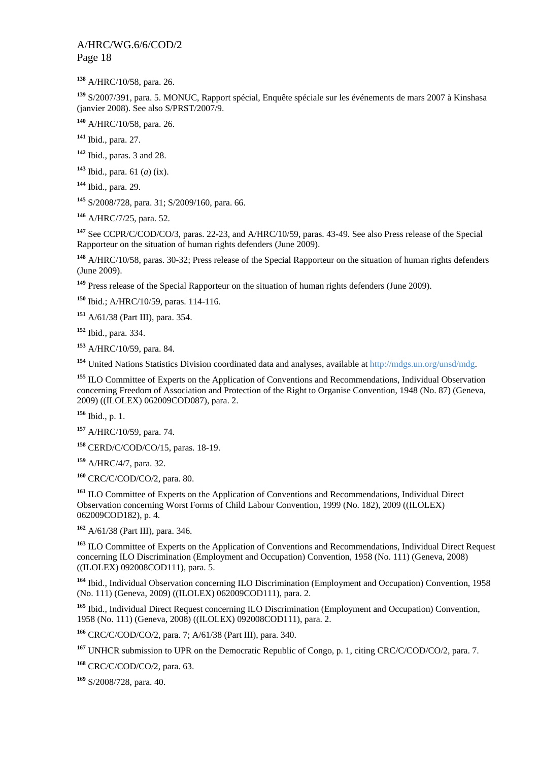[138] A/HRC/10/58, para. 26.

[139] S/2007/391, para. 5. MONUC, Rapport spécial, Enquête spéciale sur les événements de mars 2007 à Kinshasa (janvier 2008). See also S/PRST/2007/9.

[140] A/HRC/10/58, para. 26.

[141] Ibid., para. 27.

[142] Ibid., paras. 3 and 28.

[143] Ibid., para. 61 (*a*) (ix).

[144] Ibid., para. 29.

[145] S/2008/728, para. 31; S/2009/160, para. 66.

[146] A/HRC/7/25, para. 52.

[147] See CCPR/C/COD/CO/3, paras. 22-23, and A/HRC/10/59, paras. 43-49. See also Press release of the Special Rapporteur on the situation of human rights defenders (June 2009).

[148] A/HRC/10/58, paras. 30-32; Press release of the Special Rapporteur on the situation of human rights defenders (June 2009).

[149] Press release of the Special Rapporteur on the situation of human rights defenders (June 2009).

[150] Ibid.; A/HRC/10/59, paras. 114-116.

[151] A/61/38 (Part III), para. 354.

[152] Ibid., para. 334.

[153] A/HRC/10/59, para. 84.

[154] United Nations Statistics Division coordinated data and analyses, available at http://mdgs.un.org/unsd/mdg.

[155] ILO Committee of Experts on the Application of Conventions and Recommendations, Individual Observation concerning Freedom of Association and Protection of the Right to Organise Convention, 1948 (No. 87) (Geneva, 2009) ((ILOLEX) 062009COD087), para. 2.

[156] Ibid., p. 1.

[157] A/HRC/10/59, para. 74.

[158] CERD/C/COD/CO/15, paras. 18-19.

[159] A/HRC/4/7, para. 32.

[160] CRC/C/COD/CO/2, para. 80.

[161] ILO Committee of Experts on the Application of Conventions and Recommendations, Individual Direct Observation concerning Worst Forms of Child Labour Convention, 1999 (No. 182), 2009 ((ILOLEX) 062009COD182), p. 4.

[162] A/61/38 (Part III), para. 346.

[163] ILO Committee of Experts on the Application of Conventions and Recommendations, Individual Direct Request concerning ILO Discrimination (Employment and Occupation) Convention, 1958 (No. 111) (Geneva, 2008) ((ILOLEX) 092008COD111), para. 5.

[164] Ibid., Individual Observation concerning ILO Discrimination (Employment and Occupation) Convention, 1958 (No. 111) (Geneva, 2009) ((ILOLEX) 062009COD111), para. 2.

[165] Ibid., Individual Direct Request concerning ILO Discrimination (Employment and Occupation) Convention, 1958 (No. 111) (Geneva, 2008) ((ILOLEX) 092008COD111), para. 2.

[166] CRC/C/COD/CO/2, para. 7; A/61/38 (Part III), para. 340.

[167] UNHCR submission to UPR on the Democratic Republic of Congo, p. 1, citing CRC/C/COD/CO/2, para. 7.

[168] CRC/C/COD/CO/2, para. 63.

[169] S/2008/728, para. 40.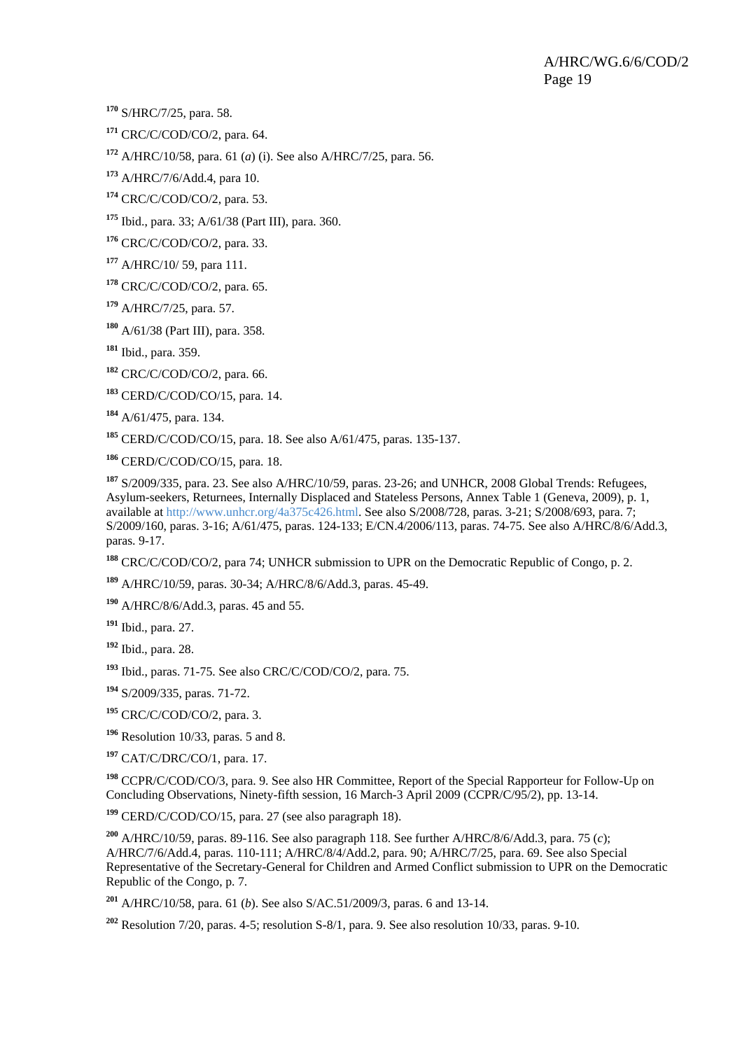[170] S/HRC/7/25, para. 58.

[171] CRC/C/COD/CO/2, para. 64.

[172] A/HRC/10/58, para. 61 (*a*) (i). See also A/HRC/7/25, para. 56.

[173] A/HRC/7/6/Add.4, para 10.

[174] CRC/C/COD/CO/2, para. 53.

[175] Ibid., para. 33; A/61/38 (Part III), para. 360.

[176] CRC/C/COD/CO/2, para. 33.

[177] A/HRC/10/ 59, para 111.

[178] CRC/C/COD/CO/2, para. 65.

[179] A/HRC/7/25, para. 57.

[180] A/61/38 (Part III), para. 358.

[181] Ibid., para. 359.

[182] CRC/C/COD/CO/2, para. 66.

[183] CERD/C/COD/CO/15, para. 14.

[184] A/61/475, para. 134.

[185] CERD/C/COD/CO/15, para. 18. See also A/61/475, paras. 135-137.

[186] CERD/C/COD/CO/15, para. 18.

[187] S/2009/335, para. 23. See also A/HRC/10/59, paras. 23-26; and UNHCR, 2008 Global Trends: Refugees, Asylum-seekers, Returnees, Internally Displaced and Stateless Persons, Annex Table 1 (Geneva, 2009), p. 1, available at http://www.unhcr.org/4a375c426.html. See also S/2008/728, paras. 3-21; S/2008/693, para. 7; S/2009/160, paras. 3-16; A/61/475, paras. 124-133; E/CN.4/2006/113, paras. 74-75. See also A/HRC/8/6/Add.3, paras. 9-17.

[188] CRC/C/COD/CO/2, para 74; UNHCR submission to UPR on the Democratic Republic of Congo, p. 2.

[189] A/HRC/10/59, paras. 30-34; A/HRC/8/6/Add.3, paras. 45-49.

[190] A/HRC/8/6/Add.3, paras. 45 and 55.

[191] Ibid., para. 27.

[192] Ibid., para. 28.

[193] Ibid., paras. 71-75. See also CRC/C/COD/CO/2, para. 75.

[194] S/2009/335, paras. 71-72.

[195] CRC/C/COD/CO/2, para. 3.

[196] Resolution 10/33, paras. 5 and 8.

[197] CAT/C/DRC/CO/1, para. 17.

[198] CCPR/C/COD/CO/3, para. 9. See also HR Committee, Report of the Special Rapporteur for Follow-Up on Concluding Observations, Ninety-fifth session, 16 March-3 April 2009 (CCPR/C/95/2), pp. 13-14.

[199] CERD/C/COD/CO/15, para. 27 (see also paragraph 18).

[200] A/HRC/10/59, paras. 89-116. See also paragraph 118. See further A/HRC/8/6/Add.3, para. 75 (*c*); A/HRC/7/6/Add.4, paras. 110-111; A/HRC/8/4/Add.2, para. 90; A/HRC/7/25, para. 69. See also Special Representative of the Secretary-General for Children and Armed Conflict submission to UPR on the Democratic Republic of the Congo, p. 7.

[201] A/HRC/10/58, para. 61 (*b*). See also S/AC.51/2009/3, paras. 6 and 13-14.

[202] Resolution 7/20, paras. 4-5; resolution S-8/1, para. 9. See also resolution 10/33, paras. 9-10.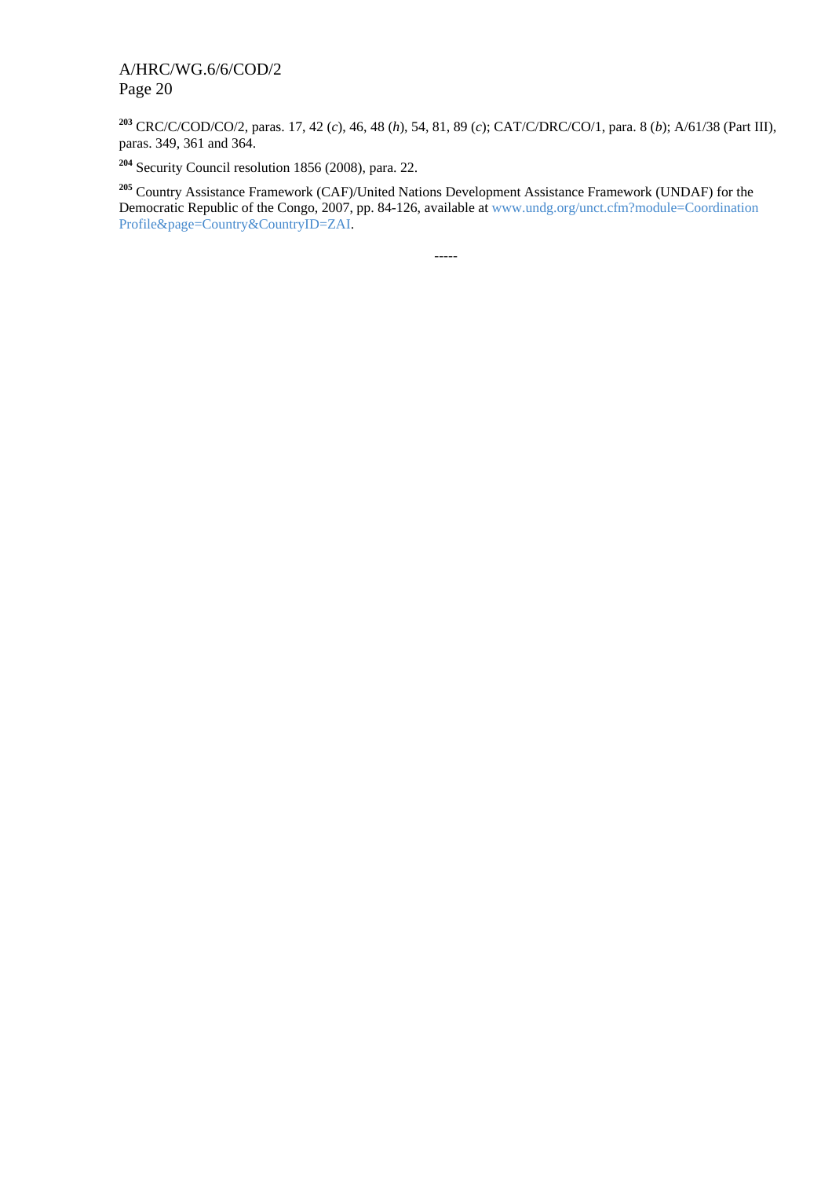[203] CRC/C/COD/CO/2, paras. 17, 42 (*c*), 46, 48 (*h*), 54, 81, 89 (*c*); CAT/C/DRC/CO/1, para. 8 (*b*); A/61/38 (Part III), paras. 349, 361 and 364.

[204] Security Council resolution 1856 (2008), para. 22.

[205] Country Assistance Framework (CAF)/United Nations Development Assistance Framework (UNDAF) for the Democratic Republic of the Congo, 2007, pp. 84-126, available at www.undg.org/unct.cfm?module=Coordination Profile&page=Country&CountryID=ZAI.

-----